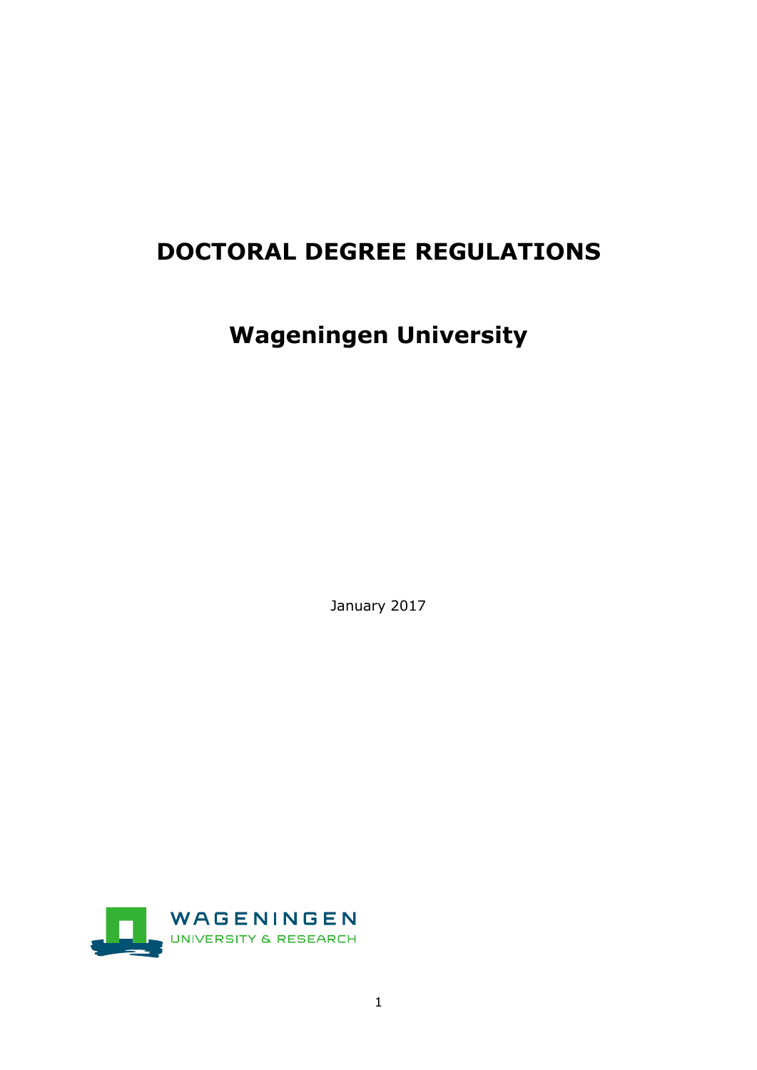# DOCTORAL DEGREE REGULATIONS

## Wageningen University

January 2017

WAGENINGEN UNIVERSITY & RESEARCH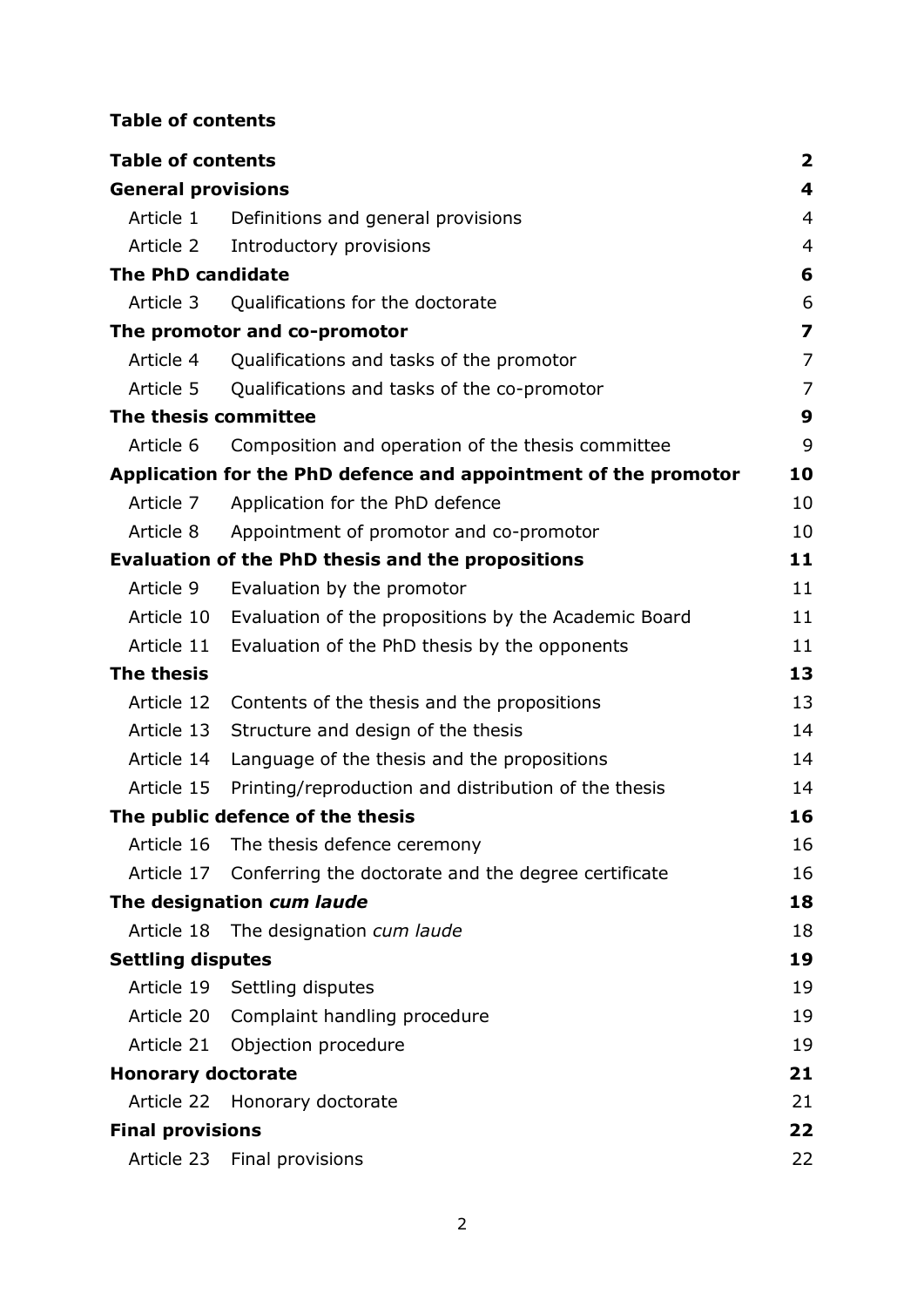**Table of contents**

| | | |
|---|---|---|
| **Table of contents** | | **2** |
| **General provisions** | | **4** |
| Article 1 | Definitions and general provisions | 4 |
| Article 2 | Introductory provisions | 4 |
| **The PhD candidate** | | **6** |
| Article 3 | Qualifications for the doctorate | 6 |
| **The promotor and co-promotor** | | **7** |
| Article 4 | Qualifications and tasks of the promotor | 7 |
| Article 5 | Qualifications and tasks of the co-promotor | 7 |
| **The thesis committee** | | **9** |
| Article 6 | Composition and operation of the thesis committee | 9 |
| **Application for the PhD defence and appointment of the promotor** | | **10** |
| Article 7 | Application for the PhD defence | 10 |
| Article 8 | Appointment of promotor and co-promotor | 10 |
| **Evaluation of the PhD thesis and the propositions** | | **11** |
| Article 9 | Evaluation by the promotor | 11 |
| Article 10 | Evaluation of the propositions by the Academic Board | 11 |
| Article 11 | Evaluation of the PhD thesis by the opponents | 11 |
| **The thesis** | | **13** |
| Article 12 | Contents of the thesis and the propositions | 13 |
| Article 13 | Structure and design of the thesis | 14 |
| Article 14 | Language of the thesis and the propositions | 14 |
| Article 15 | Printing/reproduction and distribution of the thesis | 14 |
| **The public defence of the thesis** | | **16** |
| Article 16 | The thesis defence ceremony | 16 |
| Article 17 | Conferring the doctorate and the degree certificate | 16 |
| **The designation *cum laude*** | | **18** |
| Article 18 | The designation *cum laude* | 18 |
| **Settling disputes** | | **19** |
| Article 19 | Settling disputes | 19 |
| Article 20 | Complaint handling procedure | 19 |
| Article 21 | Objection procedure | 19 |
| **Honorary doctorate** | | **21** |
| Article 22 | Honorary doctorate | 21 |
| **Final provisions** | | **22** |
| Article 23 | Final provisions | 22 |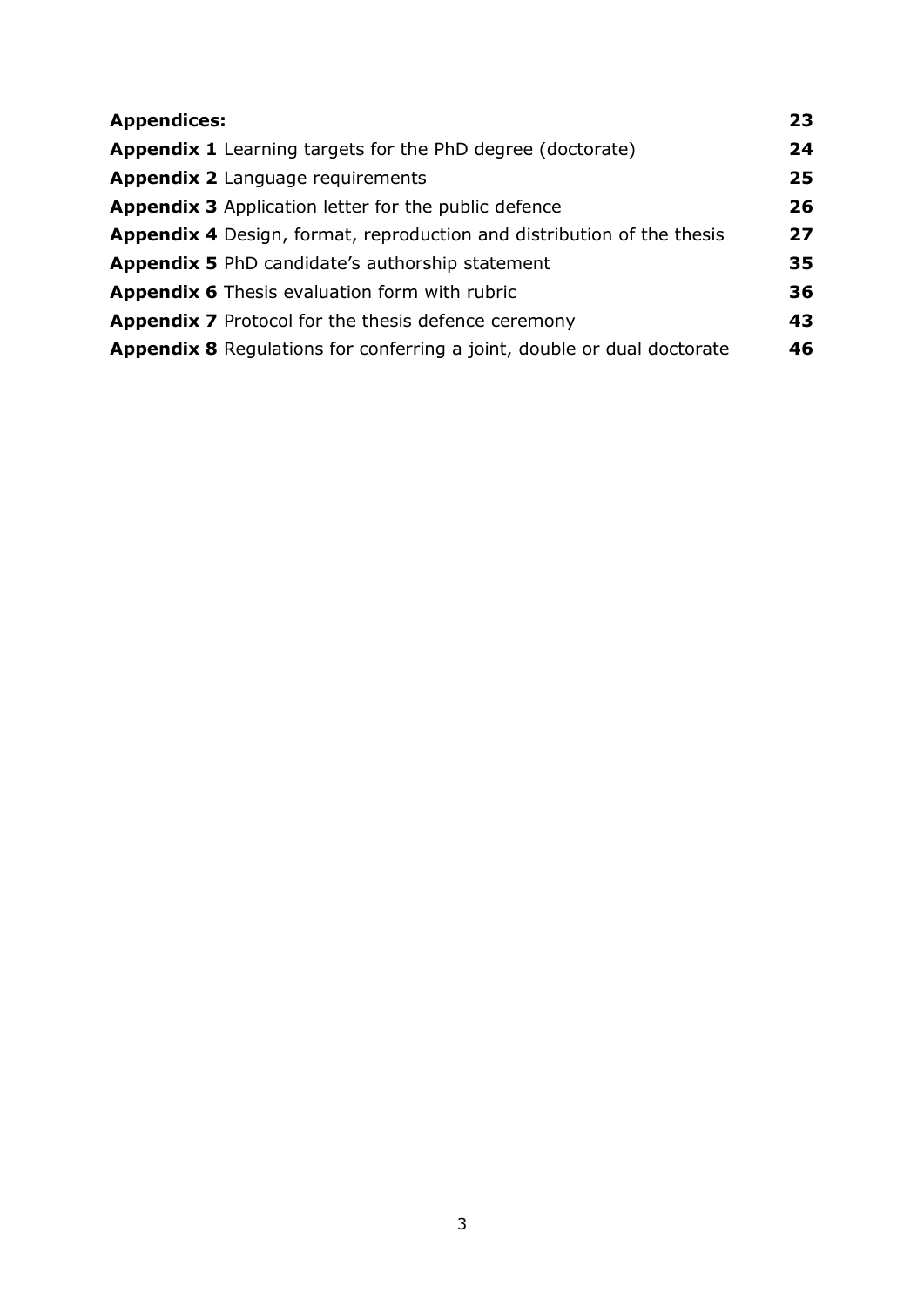| **Appendices:** | **23** |
| --- | --- |
| **Appendix 1** Learning targets for the PhD degree (doctorate) | **24** |
| **Appendix 2** Language requirements | **25** |
| **Appendix 3** Application letter for the public defence | **26** |
| **Appendix 4** Design, format, reproduction and distribution of the thesis | **27** |
| **Appendix 5** PhD candidate's authorship statement | **35** |
| **Appendix 6** Thesis evaluation form with rubric | **36** |
| **Appendix 7** Protocol for the thesis defence ceremony | **43** |
| **Appendix 8** Regulations for conferring a joint, double or dual doctorate | **46** |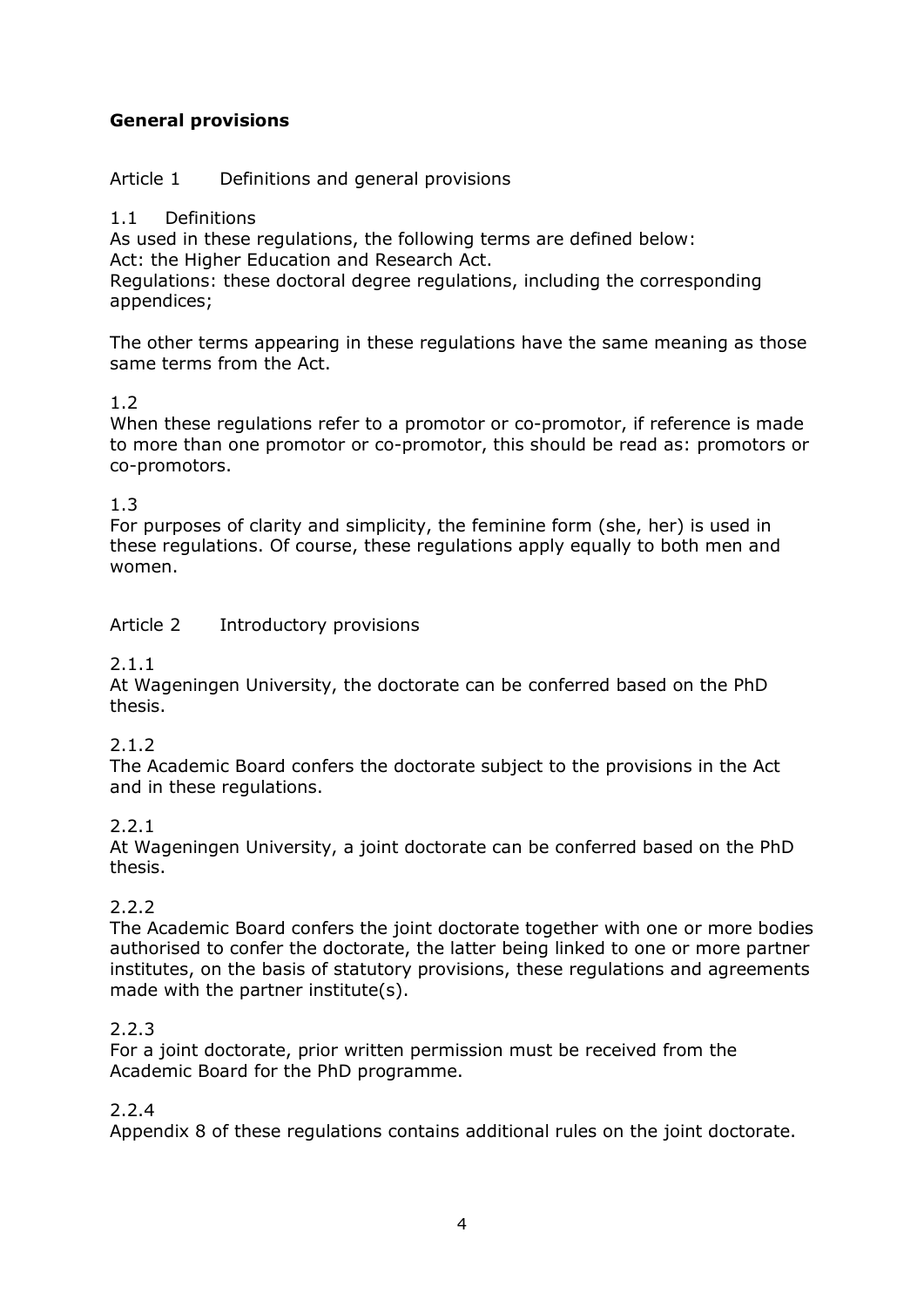## General provisions

### Article 1 Definitions and general provisions

1.1 Definitions

As used in these regulations, the following terms are defined below:
Act: the Higher Education and Research Act.
Regulations: these doctoral degree regulations, including the corresponding appendices;

The other terms appearing in these regulations have the same meaning as those same terms from the Act.

1.2

When these regulations refer to a promotor or co-promotor, if reference is made to more than one promotor or co-promotor, this should be read as: promotors or co-promotors.

1.3

For purposes of clarity and simplicity, the feminine form (she, her) is used in these regulations. Of course, these regulations apply equally to both men and women.

### Article 2 Introductory provisions

2.1.1

At Wageningen University, the doctorate can be conferred based on the PhD thesis.

2.1.2

The Academic Board confers the doctorate subject to the provisions in the Act and in these regulations.

2.2.1

At Wageningen University, a joint doctorate can be conferred based on the PhD thesis.

2.2.2

The Academic Board confers the joint doctorate together with one or more bodies authorised to confer the doctorate, the latter being linked to one or more partner institutes, on the basis of statutory provisions, these regulations and agreements made with the partner institute(s).

2.2.3

For a joint doctorate, prior written permission must be received from the Academic Board for the PhD programme.

2.2.4

Appendix 8 of these regulations contains additional rules on the joint doctorate.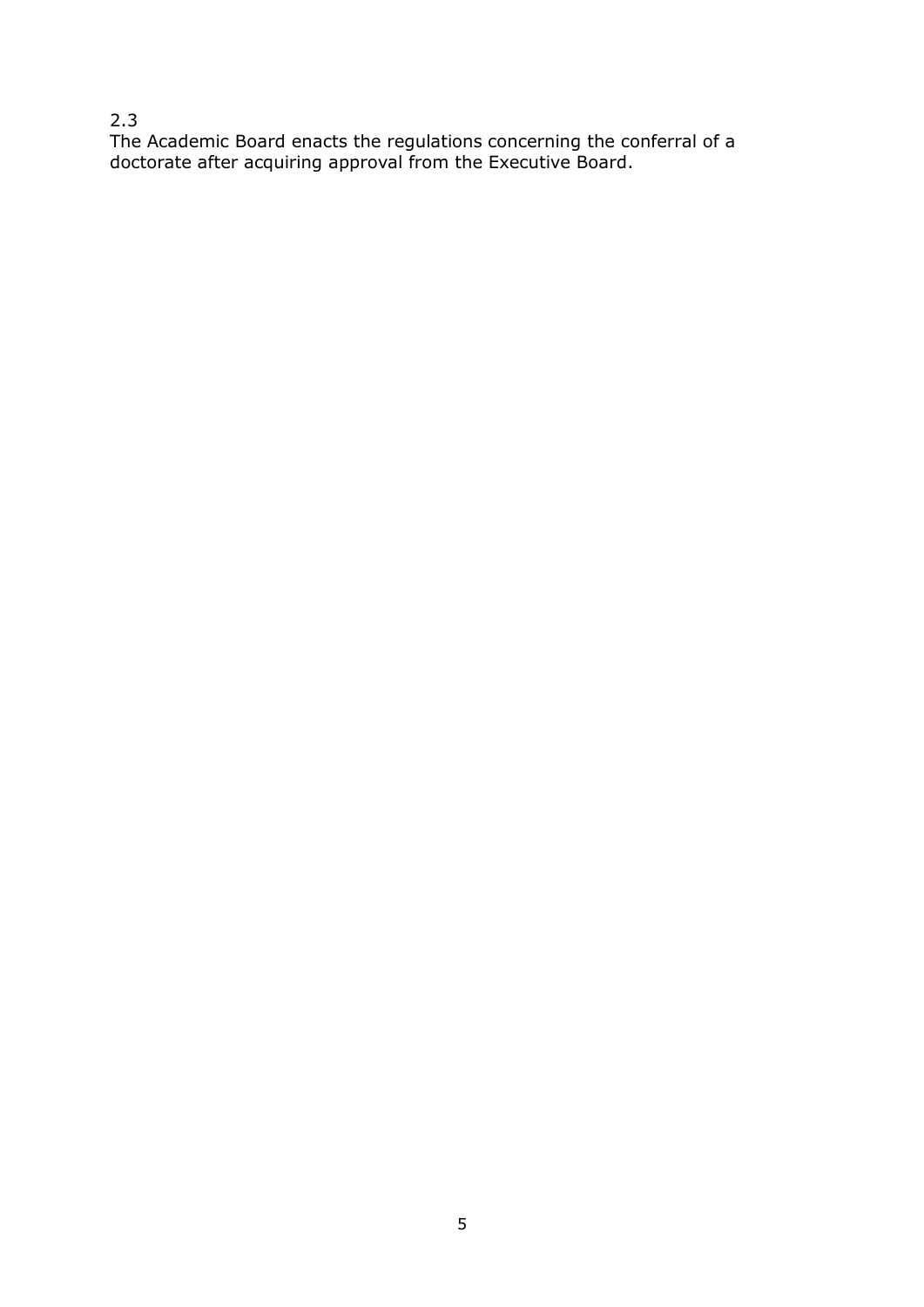2.3
The Academic Board enacts the regulations concerning the conferral of a doctorate after acquiring approval from the Executive Board.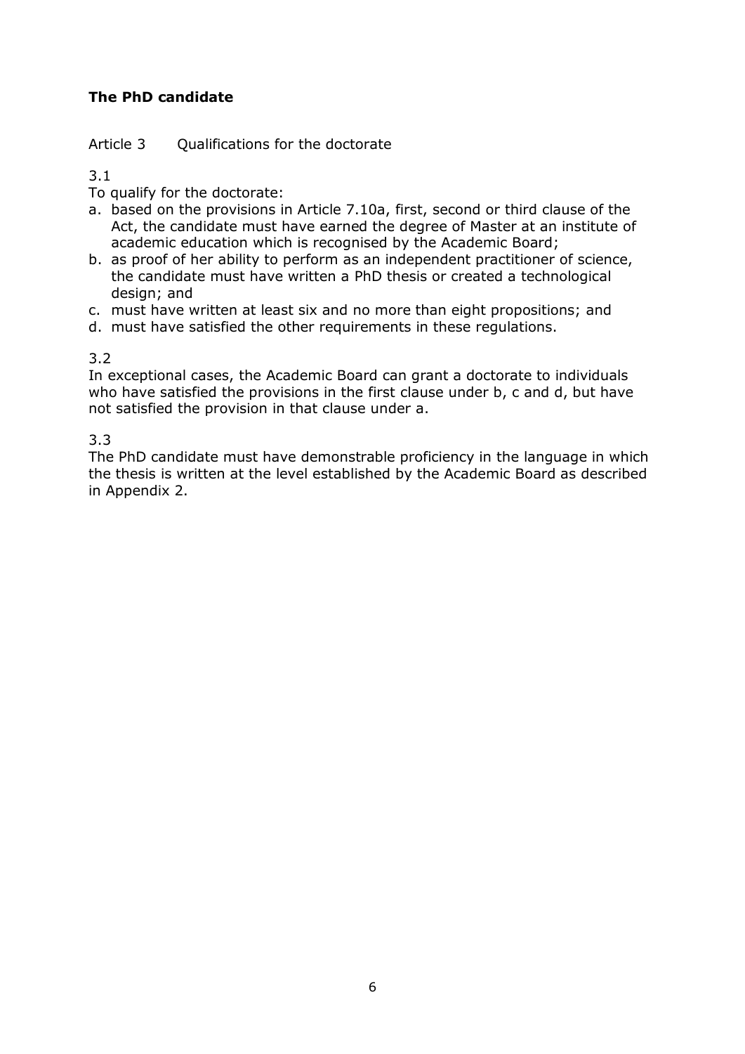**The PhD candidate**

Article 3 Qualifications for the doctorate

3.1

To qualify for the doctorate:

a. based on the provisions in Article 7.10a, first, second or third clause of the Act, the candidate must have earned the degree of Master at an institute of academic education which is recognised by the Academic Board;
b. as proof of her ability to perform as an independent practitioner of science, the candidate must have written a PhD thesis or created a technological design; and
c. must have written at least six and no more than eight propositions; and
d. must have satisfied the other requirements in these regulations.

3.2

In exceptional cases, the Academic Board can grant a doctorate to individuals who have satisfied the provisions in the first clause under b, c and d, but have not satisfied the provision in that clause under a.

3.3

The PhD candidate must have demonstrable proficiency in the language in which the thesis is written at the level established by the Academic Board as described in Appendix 2.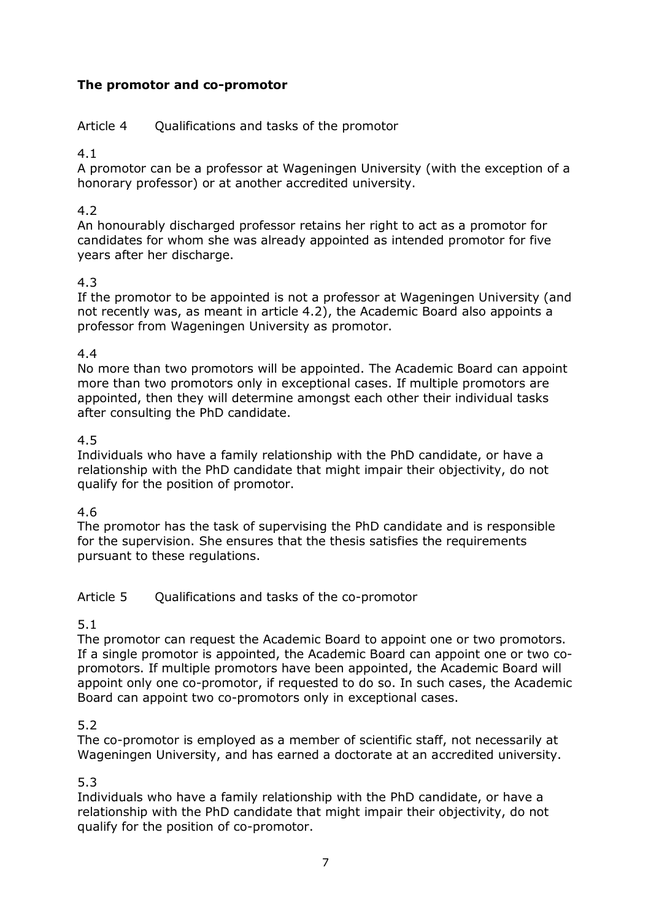## The promotor and co-promotor

### Article 4 Qualifications and tasks of the promotor

4.1

A promotor can be a professor at Wageningen University (with the exception of a honorary professor) or at another accredited university.

4.2

An honourably discharged professor retains her right to act as a promotor for candidates for whom she was already appointed as intended promotor for five years after her discharge.

4.3

If the promotor to be appointed is not a professor at Wageningen University (and not recently was, as meant in article 4.2), the Academic Board also appoints a professor from Wageningen University as promotor.

4.4

No more than two promotors will be appointed. The Academic Board can appoint more than two promotors only in exceptional cases. If multiple promotors are appointed, then they will determine amongst each other their individual tasks after consulting the PhD candidate.

4.5

Individuals who have a family relationship with the PhD candidate, or have a relationship with the PhD candidate that might impair their objectivity, do not qualify for the position of promotor.

4.6

The promotor has the task of supervising the PhD candidate and is responsible for the supervision. She ensures that the thesis satisfies the requirements pursuant to these regulations.

### Article 5 Qualifications and tasks of the co-promotor

5.1

The promotor can request the Academic Board to appoint one or two promotors. If a single promotor is appointed, the Academic Board can appoint one or two co-promotors. If multiple promotors have been appointed, the Academic Board will appoint only one co-promotor, if requested to do so. In such cases, the Academic Board can appoint two co-promotors only in exceptional cases.

5.2

The co-promotor is employed as a member of scientific staff, not necessarily at Wageningen University, and has earned a doctorate at an accredited university.

5.3

Individuals who have a family relationship with the PhD candidate, or have a relationship with the PhD candidate that might impair their objectivity, do not qualify for the position of co-promotor.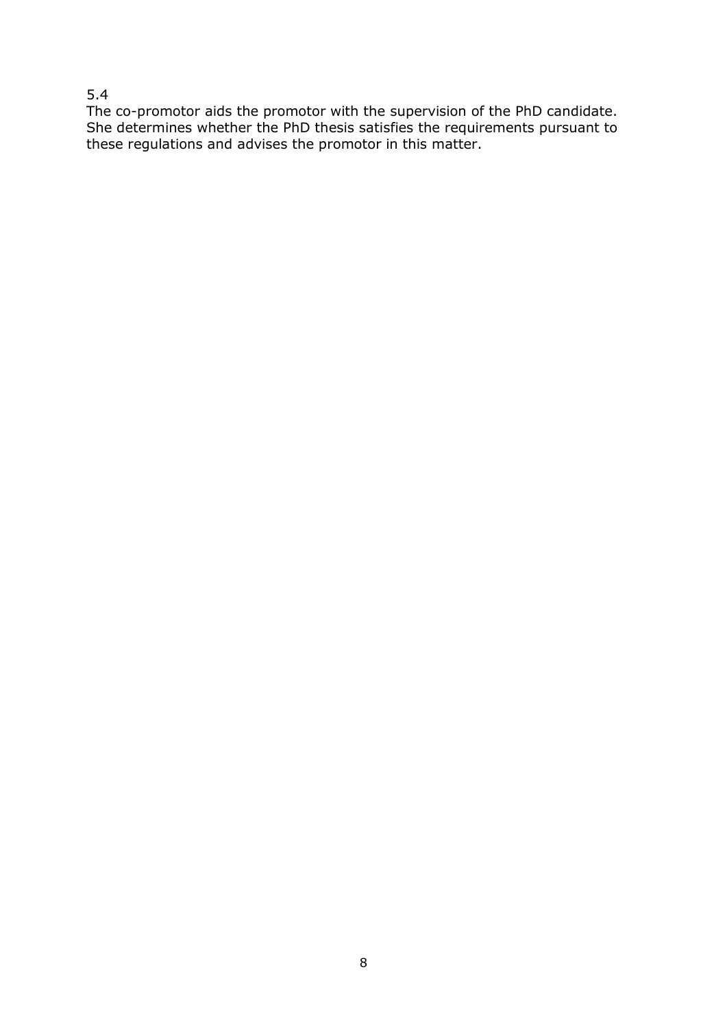5.4

The co-promotor aids the promotor with the supervision of the PhD candidate. She determines whether the PhD thesis satisfies the requirements pursuant to these regulations and advises the promotor in this matter.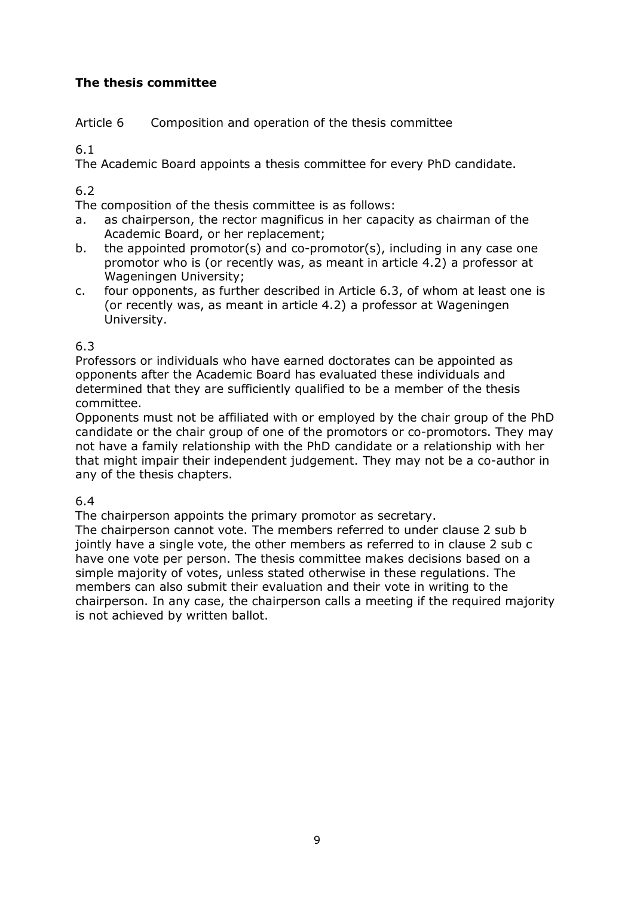**The thesis committee**

Article 6 Composition and operation of the thesis committee

6.1
The Academic Board appoints a thesis committee for every PhD candidate.

6.2
The composition of the thesis committee is as follows:

a. as chairperson, the rector magnificus in her capacity as chairman of the Academic Board, or her replacement;
b. the appointed promotor(s) and co-promotor(s), including in any case one promotor who is (or recently was, as meant in article 4.2) a professor at Wageningen University;
c. four opponents, as further described in Article 6.3, of whom at least one is (or recently was, as meant in article 4.2) a professor at Wageningen University.

6.3
Professors or individuals who have earned doctorates can be appointed as opponents after the Academic Board has evaluated these individuals and determined that they are sufficiently qualified to be a member of the thesis committee.
Opponents must not be affiliated with or employed by the chair group of the PhD candidate or the chair group of one of the promotors or co-promotors. They may not have a family relationship with the PhD candidate or a relationship with her that might impair their independent judgement. They may not be a co-author in any of the thesis chapters.

6.4
The chairperson appoints the primary promotor as secretary.
The chairperson cannot vote. The members referred to under clause 2 sub b jointly have a single vote, the other members as referred to in clause 2 sub c have one vote per person. The thesis committee makes decisions based on a simple majority of votes, unless stated otherwise in these regulations. The members can also submit their evaluation and their vote in writing to the chairperson. In any case, the chairperson calls a meeting if the required majority is not achieved by written ballot.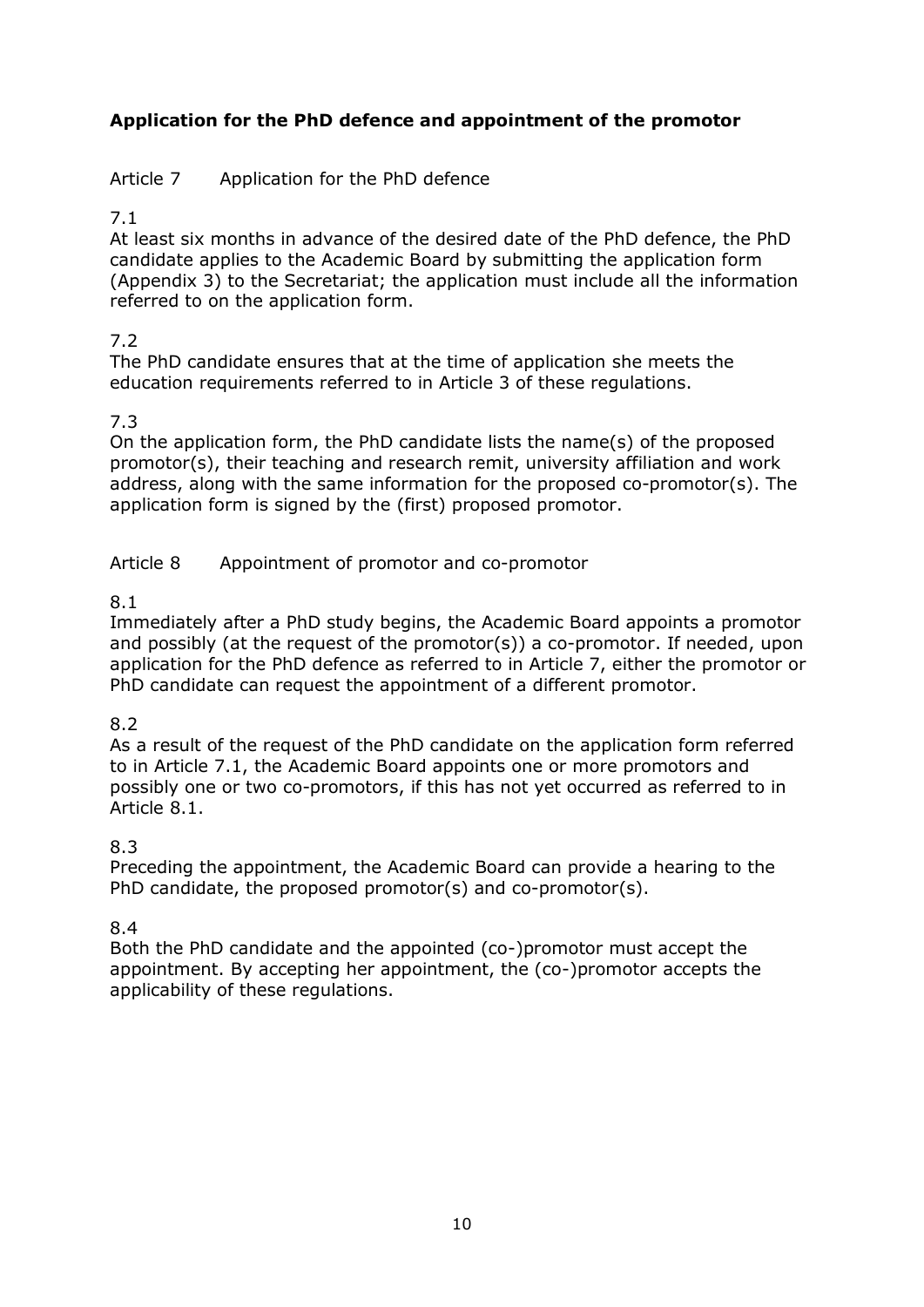## Application for the PhD defence and appointment of the promotor

### Article 7 Application for the PhD defence

7.1
At least six months in advance of the desired date of the PhD defence, the PhD candidate applies to the Academic Board by submitting the application form (Appendix 3) to the Secretariat; the application must include all the information referred to on the application form.

7.2
The PhD candidate ensures that at the time of application she meets the education requirements referred to in Article 3 of these regulations.

7.3
On the application form, the PhD candidate lists the name(s) of the proposed promotor(s), their teaching and research remit, university affiliation and work address, along with the same information for the proposed co-promotor(s). The application form is signed by the (first) proposed promotor.

### Article 8 Appointment of promotor and co-promotor

8.1
Immediately after a PhD study begins, the Academic Board appoints a promotor and possibly (at the request of the promotor(s)) a co-promotor. If needed, upon application for the PhD defence as referred to in Article 7, either the promotor or PhD candidate can request the appointment of a different promotor.

8.2
As a result of the request of the PhD candidate on the application form referred to in Article 7.1, the Academic Board appoints one or more promotors and possibly one or two co-promotors, if this has not yet occurred as referred to in Article 8.1.

8.3
Preceding the appointment, the Academic Board can provide a hearing to the PhD candidate, the proposed promotor(s) and co-promotor(s).

8.4
Both the PhD candidate and the appointed (co-)promotor must accept the appointment. By accepting her appointment, the (co-)promotor accepts the applicability of these regulations.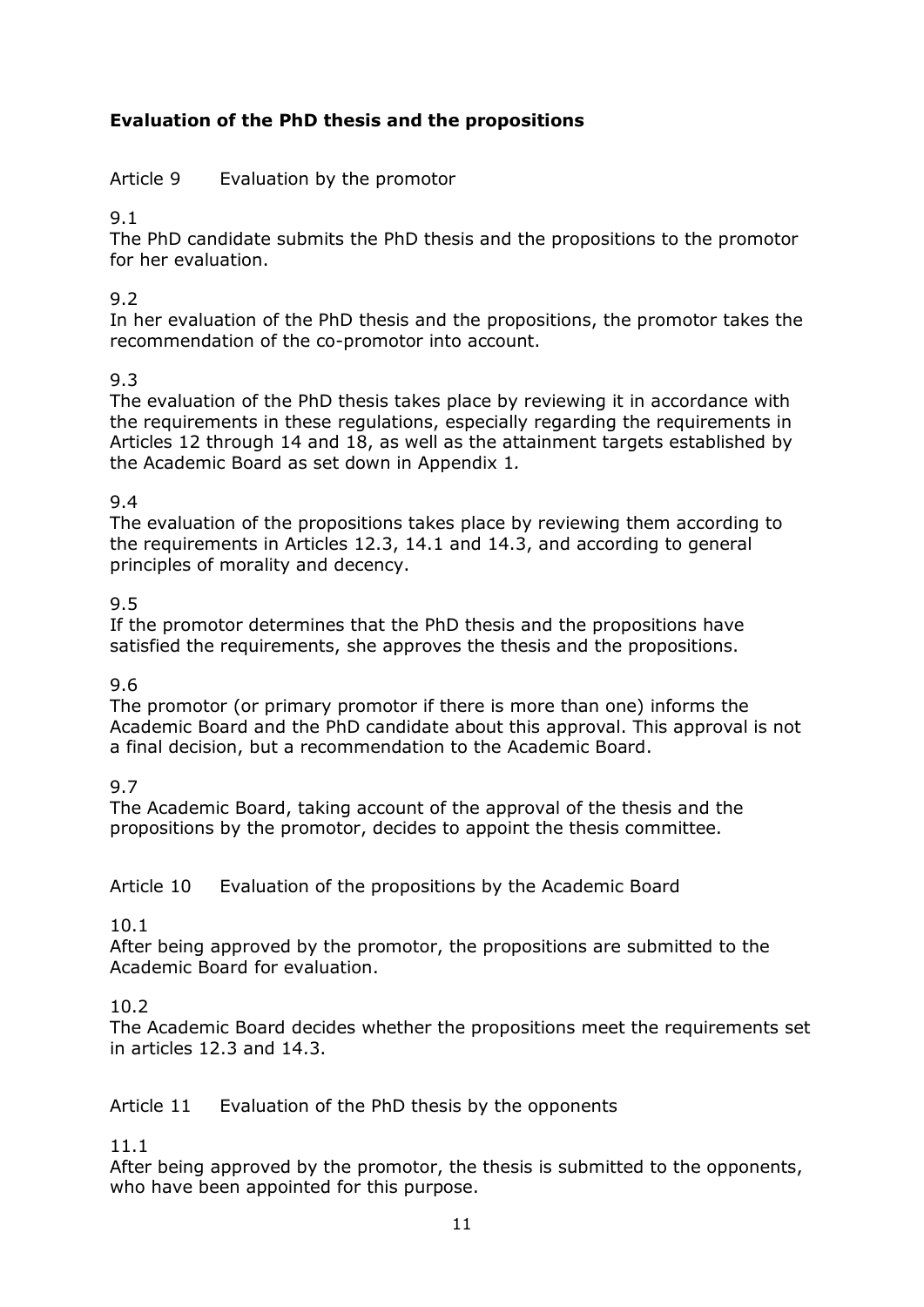## Evaluation of the PhD thesis and the propositions

### Article 9 Evaluation by the promotor

9.1
The PhD candidate submits the PhD thesis and the propositions to the promotor for her evaluation.

9.2
In her evaluation of the PhD thesis and the propositions, the promotor takes the recommendation of the co-promotor into account.

9.3
The evaluation of the PhD thesis takes place by reviewing it in accordance with the requirements in these regulations, especially regarding the requirements in Articles 12 through 14 and 18, as well as the attainment targets established by the Academic Board as set down in Appendix 1.

9.4
The evaluation of the propositions takes place by reviewing them according to the requirements in Articles 12.3, 14.1 and 14.3, and according to general principles of morality and decency.

9.5
If the promotor determines that the PhD thesis and the propositions have satisfied the requirements, she approves the thesis and the propositions.

9.6
The promotor (or primary promotor if there is more than one) informs the Academic Board and the PhD candidate about this approval. This approval is not a final decision, but a recommendation to the Academic Board.

9.7
The Academic Board, taking account of the approval of the thesis and the propositions by the promotor, decides to appoint the thesis committee.

### Article 10 Evaluation of the propositions by the Academic Board

10.1
After being approved by the promotor, the propositions are submitted to the Academic Board for evaluation.

10.2
The Academic Board decides whether the propositions meet the requirements set in articles 12.3 and 14.3.

### Article 11 Evaluation of the PhD thesis by the opponents

11.1
After being approved by the promotor, the thesis is submitted to the opponents, who have been appointed for this purpose.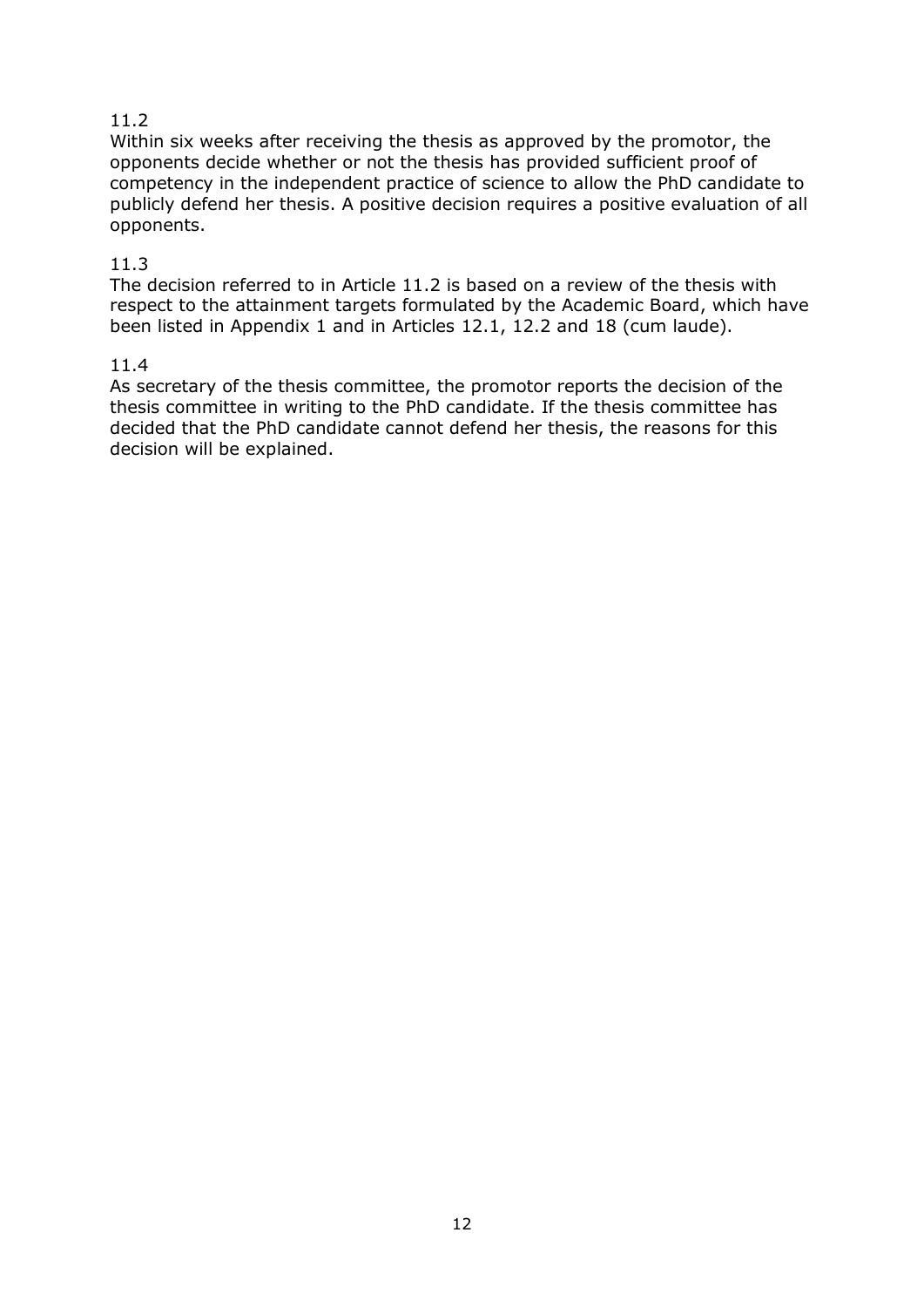11.2

Within six weeks after receiving the thesis as approved by the promotor, the opponents decide whether or not the thesis has provided sufficient proof of competency in the independent practice of science to allow the PhD candidate to publicly defend her thesis. A positive decision requires a positive evaluation of all opponents.

11.3

The decision referred to in Article 11.2 is based on a review of the thesis with respect to the attainment targets formulated by the Academic Board, which have been listed in Appendix 1 and in Articles 12.1, 12.2 and 18 (cum laude).

11.4

As secretary of the thesis committee, the promotor reports the decision of the thesis committee in writing to the PhD candidate. If the thesis committee has decided that the PhD candidate cannot defend her thesis, the reasons for this decision will be explained.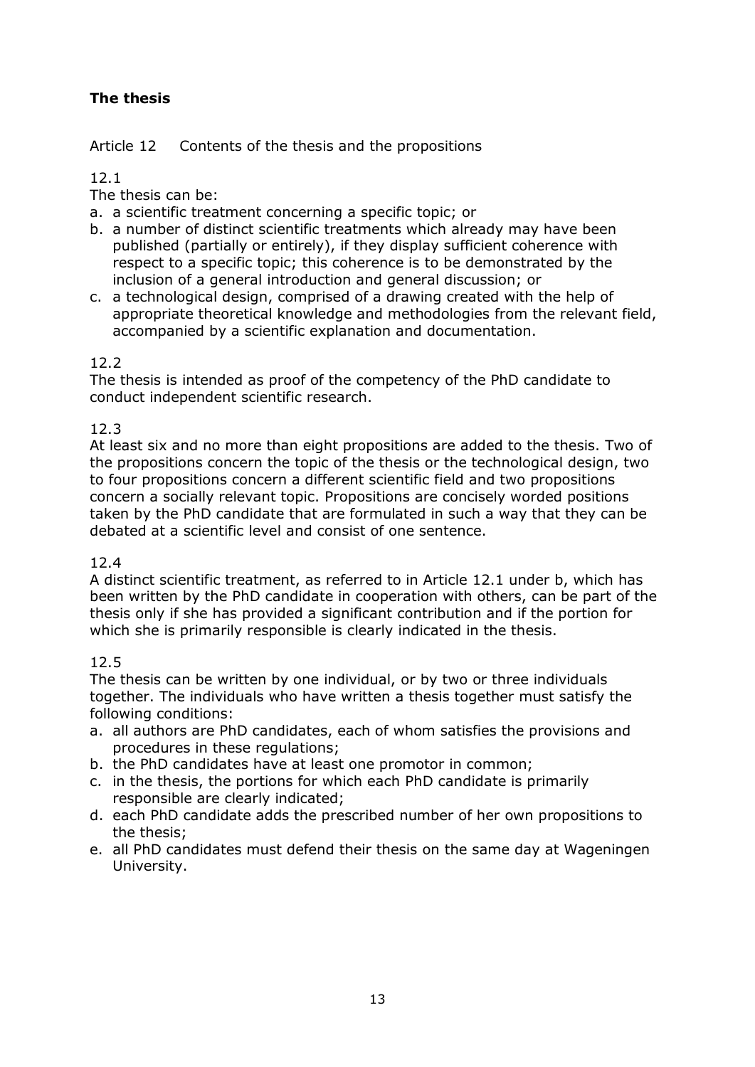## The thesis

### Article 12 Contents of the thesis and the propositions

12.1

The thesis can be:

a. a scientific treatment concerning a specific topic; or
b. a number of distinct scientific treatments which already may have been published (partially or entirely), if they display sufficient coherence with respect to a specific topic; this coherence is to be demonstrated by the inclusion of a general introduction and general discussion; or
c. a technological design, comprised of a drawing created with the help of appropriate theoretical knowledge and methodologies from the relevant field, accompanied by a scientific explanation and documentation.

12.2

The thesis is intended as proof of the competency of the PhD candidate to conduct independent scientific research.

12.3

At least six and no more than eight propositions are added to the thesis. Two of the propositions concern the topic of the thesis or the technological design, two to four propositions concern a different scientific field and two propositions concern a socially relevant topic. Propositions are concisely worded positions taken by the PhD candidate that are formulated in such a way that they can be debated at a scientific level and consist of one sentence.

12.4

A distinct scientific treatment, as referred to in Article 12.1 under b, which has been written by the PhD candidate in cooperation with others, can be part of the thesis only if she has provided a significant contribution and if the portion for which she is primarily responsible is clearly indicated in the thesis.

12.5

The thesis can be written by one individual, or by two or three individuals together. The individuals who have written a thesis together must satisfy the following conditions:

a. all authors are PhD candidates, each of whom satisfies the provisions and procedures in these regulations;
b. the PhD candidates have at least one promotor in common;
c. in the thesis, the portions for which each PhD candidate is primarily responsible are clearly indicated;
d. each PhD candidate adds the prescribed number of her own propositions to the thesis;
e. all PhD candidates must defend their thesis on the same day at Wageningen University.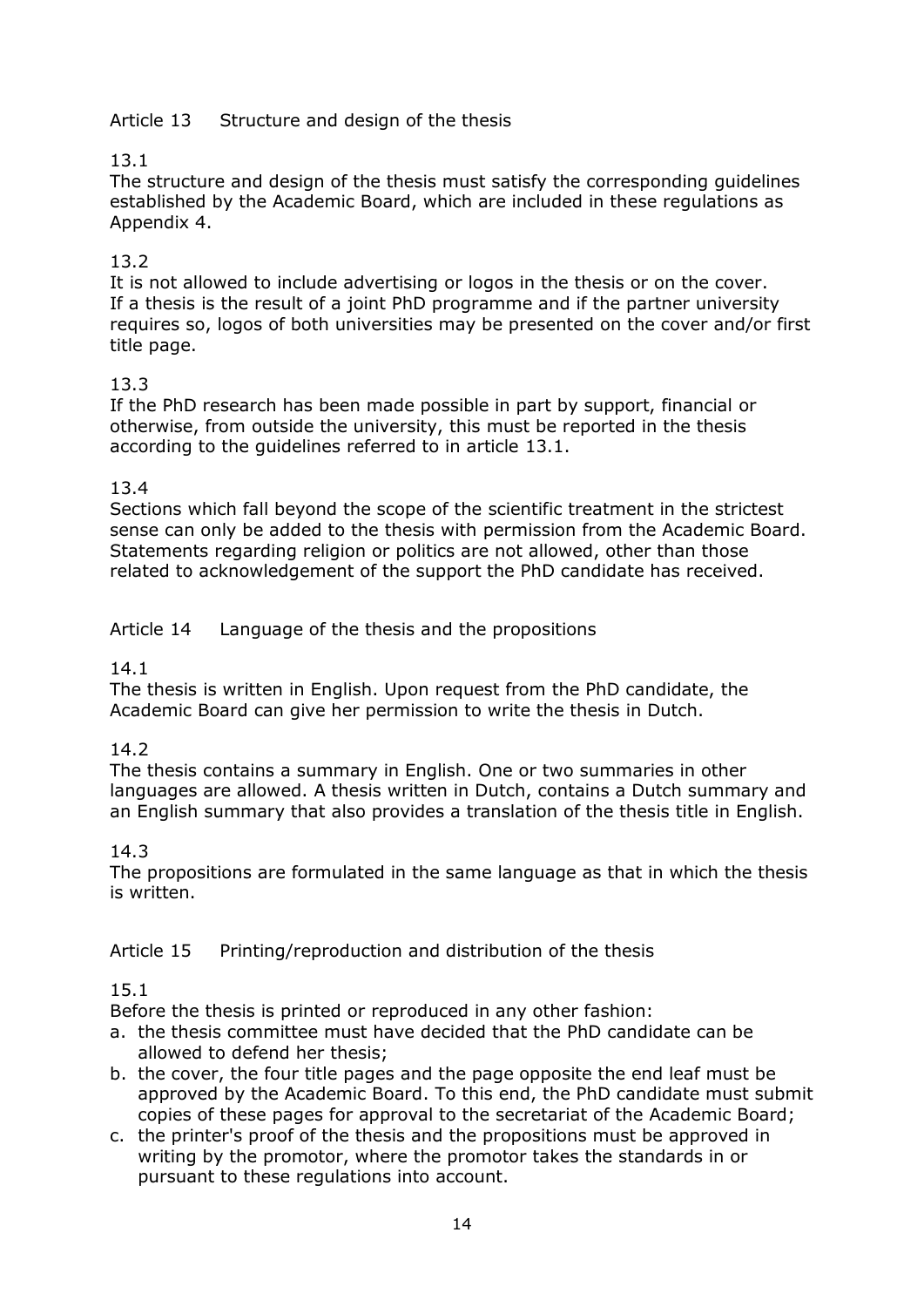## Article 13 Structure and design of the thesis

13.1
The structure and design of the thesis must satisfy the corresponding guidelines established by the Academic Board, which are included in these regulations as Appendix 4.

13.2
It is not allowed to include advertising or logos in the thesis or on the cover. If a thesis is the result of a joint PhD programme and if the partner university requires so, logos of both universities may be presented on the cover and/or first title page.

13.3
If the PhD research has been made possible in part by support, financial or otherwise, from outside the university, this must be reported in the thesis according to the guidelines referred to in article 13.1.

13.4
Sections which fall beyond the scope of the scientific treatment in the strictest sense can only be added to the thesis with permission from the Academic Board. Statements regarding religion or politics are not allowed, other than those related to acknowledgement of the support the PhD candidate has received.

## Article 14 Language of the thesis and the propositions

14.1
The thesis is written in English. Upon request from the PhD candidate, the Academic Board can give her permission to write the thesis in Dutch.

14.2
The thesis contains a summary in English. One or two summaries in other languages are allowed. A thesis written in Dutch, contains a Dutch summary and an English summary that also provides a translation of the thesis title in English.

14.3
The propositions are formulated in the same language as that in which the thesis is written.

## Article 15 Printing/reproduction and distribution of the thesis

15.1
Before the thesis is printed or reproduced in any other fashion:

a. the thesis committee must have decided that the PhD candidate can be allowed to defend her thesis;
b. the cover, the four title pages and the page opposite the end leaf must be approved by the Academic Board. To this end, the PhD candidate must submit copies of these pages for approval to the secretariat of the Academic Board;
c. the printer's proof of the thesis and the propositions must be approved in writing by the promotor, where the promotor takes the standards in or pursuant to these regulations into account.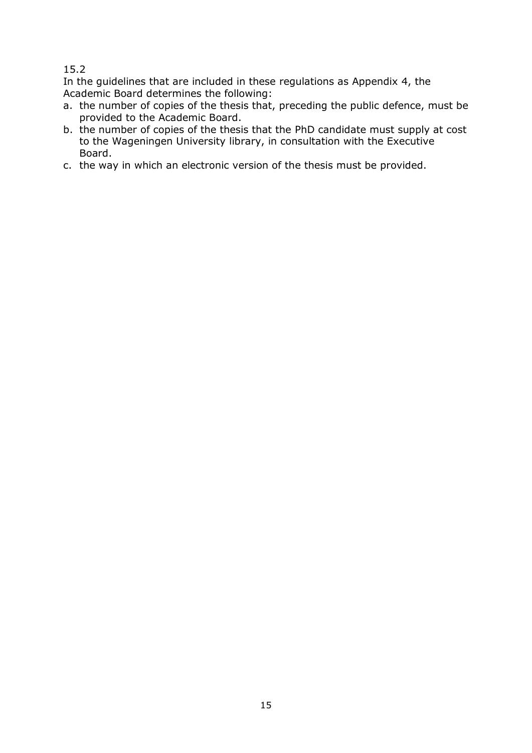15.2

In the guidelines that are included in these regulations as Appendix 4, the Academic Board determines the following:

a. the number of copies of the thesis that, preceding the public defence, must be provided to the Academic Board.
b. the number of copies of the thesis that the PhD candidate must supply at cost to the Wageningen University library, in consultation with the Executive Board.
c. the way in which an electronic version of the thesis must be provided.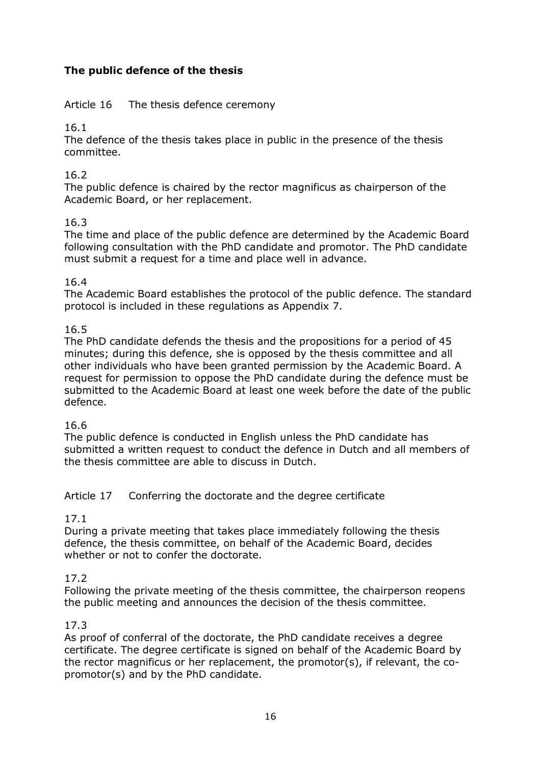## The public defence of the thesis

### Article 16 The thesis defence ceremony

16.1
The defence of the thesis takes place in public in the presence of the thesis committee.

16.2
The public defence is chaired by the rector magnificus as chairperson of the Academic Board, or her replacement.

16.3
The time and place of the public defence are determined by the Academic Board following consultation with the PhD candidate and promotor. The PhD candidate must submit a request for a time and place well in advance.

16.4
The Academic Board establishes the protocol of the public defence. The standard protocol is included in these regulations as Appendix 7.

16.5
The PhD candidate defends the thesis and the propositions for a period of 45 minutes; during this defence, she is opposed by the thesis committee and all other individuals who have been granted permission by the Academic Board. A request for permission to oppose the PhD candidate during the defence must be submitted to the Academic Board at least one week before the date of the public defence.

16.6
The public defence is conducted in English unless the PhD candidate has submitted a written request to conduct the defence in Dutch and all members of the thesis committee are able to discuss in Dutch.

### Article 17 Conferring the doctorate and the degree certificate

17.1
During a private meeting that takes place immediately following the thesis defence, the thesis committee, on behalf of the Academic Board, decides whether or not to confer the doctorate.

17.2
Following the private meeting of the thesis committee, the chairperson reopens the public meeting and announces the decision of the thesis committee.

17.3
As proof of conferral of the doctorate, the PhD candidate receives a degree certificate. The degree certificate is signed on behalf of the Academic Board by the rector magnificus or her replacement, the promotor(s), if relevant, the co-promotor(s) and by the PhD candidate.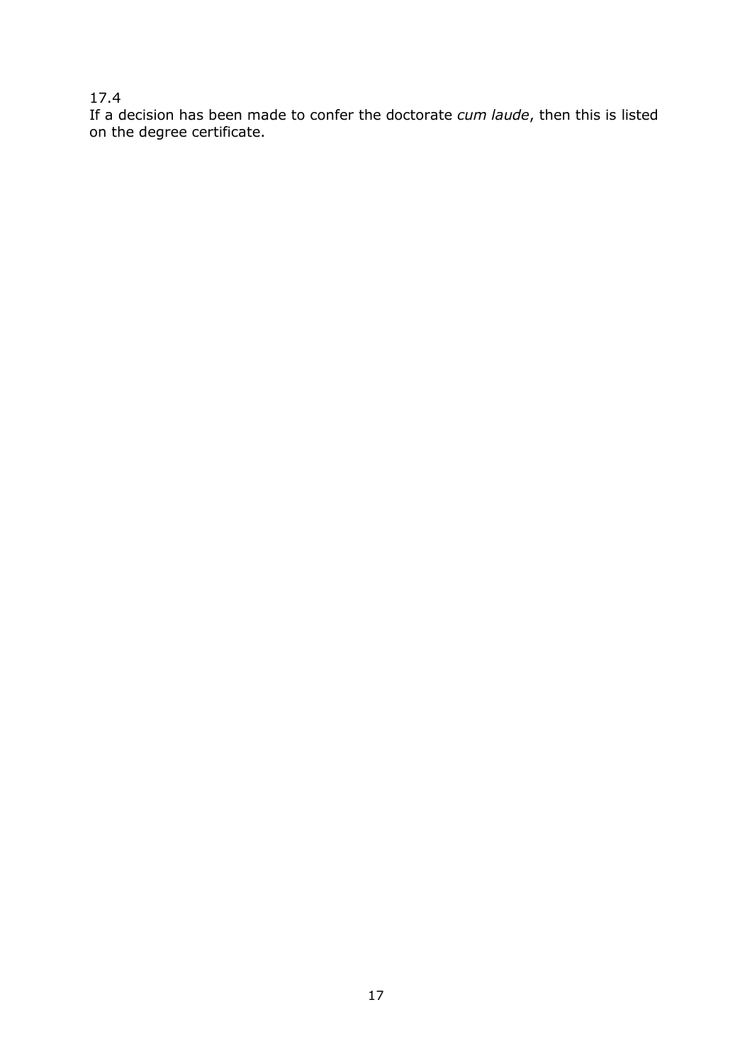17.4
If a decision has been made to confer the doctorate *cum laude*, then this is listed on the degree certificate.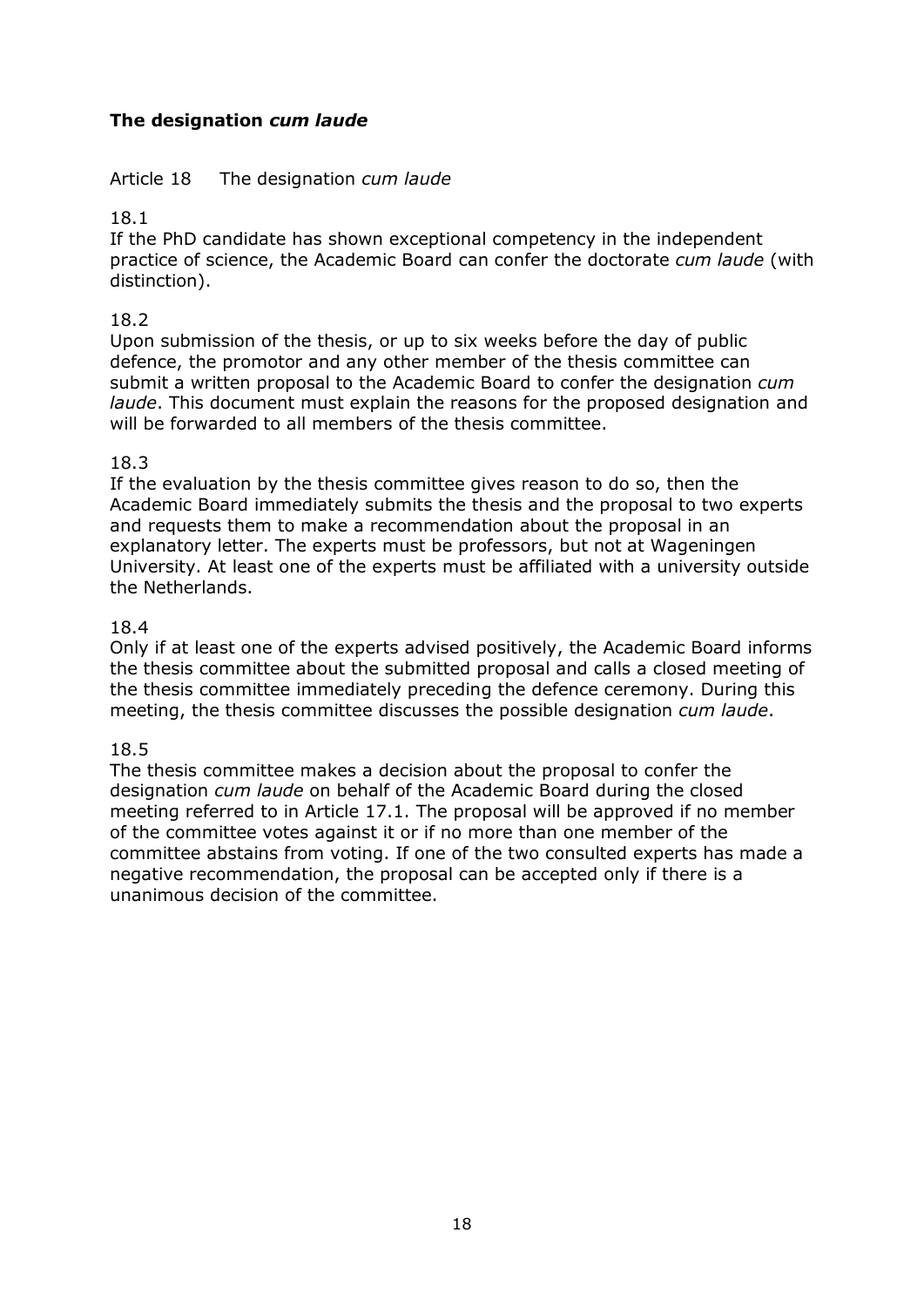## The designation *cum laude*

### Article 18 The designation *cum laude*

18.1

If the PhD candidate has shown exceptional competency in the independent practice of science, the Academic Board can confer the doctorate *cum laude* (with distinction).

18.2

Upon submission of the thesis, or up to six weeks before the day of public defence, the promotor and any other member of the thesis committee can submit a written proposal to the Academic Board to confer the designation *cum laude*. This document must explain the reasons for the proposed designation and will be forwarded to all members of the thesis committee.

18.3

If the evaluation by the thesis committee gives reason to do so, then the Academic Board immediately submits the thesis and the proposal to two experts and requests them to make a recommendation about the proposal in an explanatory letter. The experts must be professors, but not at Wageningen University. At least one of the experts must be affiliated with a university outside the Netherlands.

18.4

Only if at least one of the experts advised positively, the Academic Board informs the thesis committee about the submitted proposal and calls a closed meeting of the thesis committee immediately preceding the defence ceremony. During this meeting, the thesis committee discusses the possible designation *cum laude*.

18.5

The thesis committee makes a decision about the proposal to confer the designation *cum laude* on behalf of the Academic Board during the closed meeting referred to in Article 17.1. The proposal will be approved if no member of the committee votes against it or if no more than one member of the committee abstains from voting. If one of the two consulted experts has made a negative recommendation, the proposal can be accepted only if there is a unanimous decision of the committee.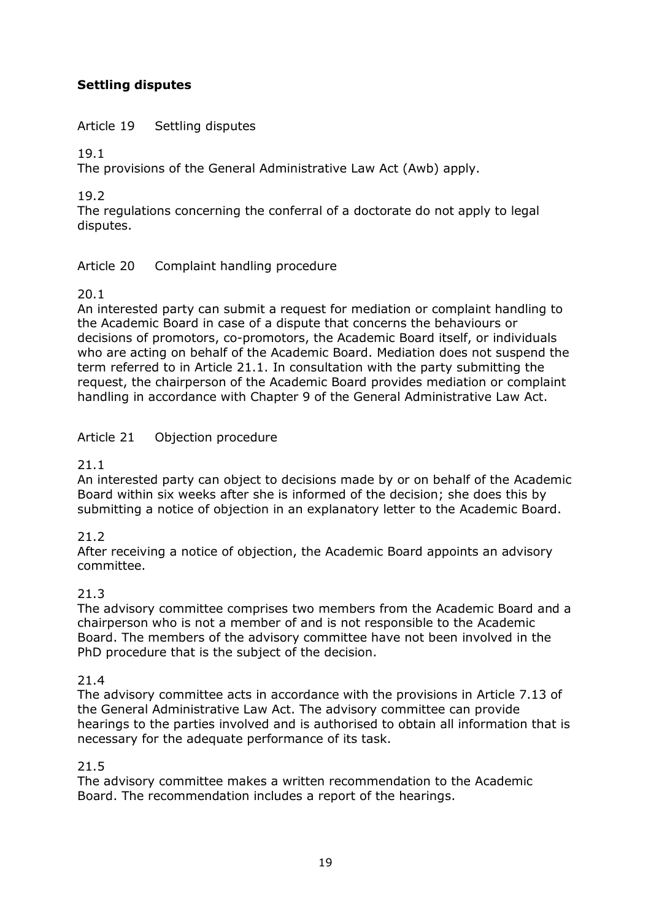## Settling disputes

### Article 19 Settling disputes

19.1
The provisions of the General Administrative Law Act (Awb) apply.

19.2
The regulations concerning the conferral of a doctorate do not apply to legal disputes.

### Article 20 Complaint handling procedure

20.1
An interested party can submit a request for mediation or complaint handling to the Academic Board in case of a dispute that concerns the behaviours or decisions of promotors, co-promotors, the Academic Board itself, or individuals who are acting on behalf of the Academic Board. Mediation does not suspend the term referred to in Article 21.1. In consultation with the party submitting the request, the chairperson of the Academic Board provides mediation or complaint handling in accordance with Chapter 9 of the General Administrative Law Act.

### Article 21 Objection procedure

21.1
An interested party can object to decisions made by or on behalf of the Academic Board within six weeks after she is informed of the decision; she does this by submitting a notice of objection in an explanatory letter to the Academic Board.

21.2
After receiving a notice of objection, the Academic Board appoints an advisory committee.

21.3
The advisory committee comprises two members from the Academic Board and a chairperson who is not a member of and is not responsible to the Academic Board. The members of the advisory committee have not been involved in the PhD procedure that is the subject of the decision.

21.4
The advisory committee acts in accordance with the provisions in Article 7.13 of the General Administrative Law Act. The advisory committee can provide hearings to the parties involved and is authorised to obtain all information that is necessary for the adequate performance of its task.

21.5
The advisory committee makes a written recommendation to the Academic Board. The recommendation includes a report of the hearings.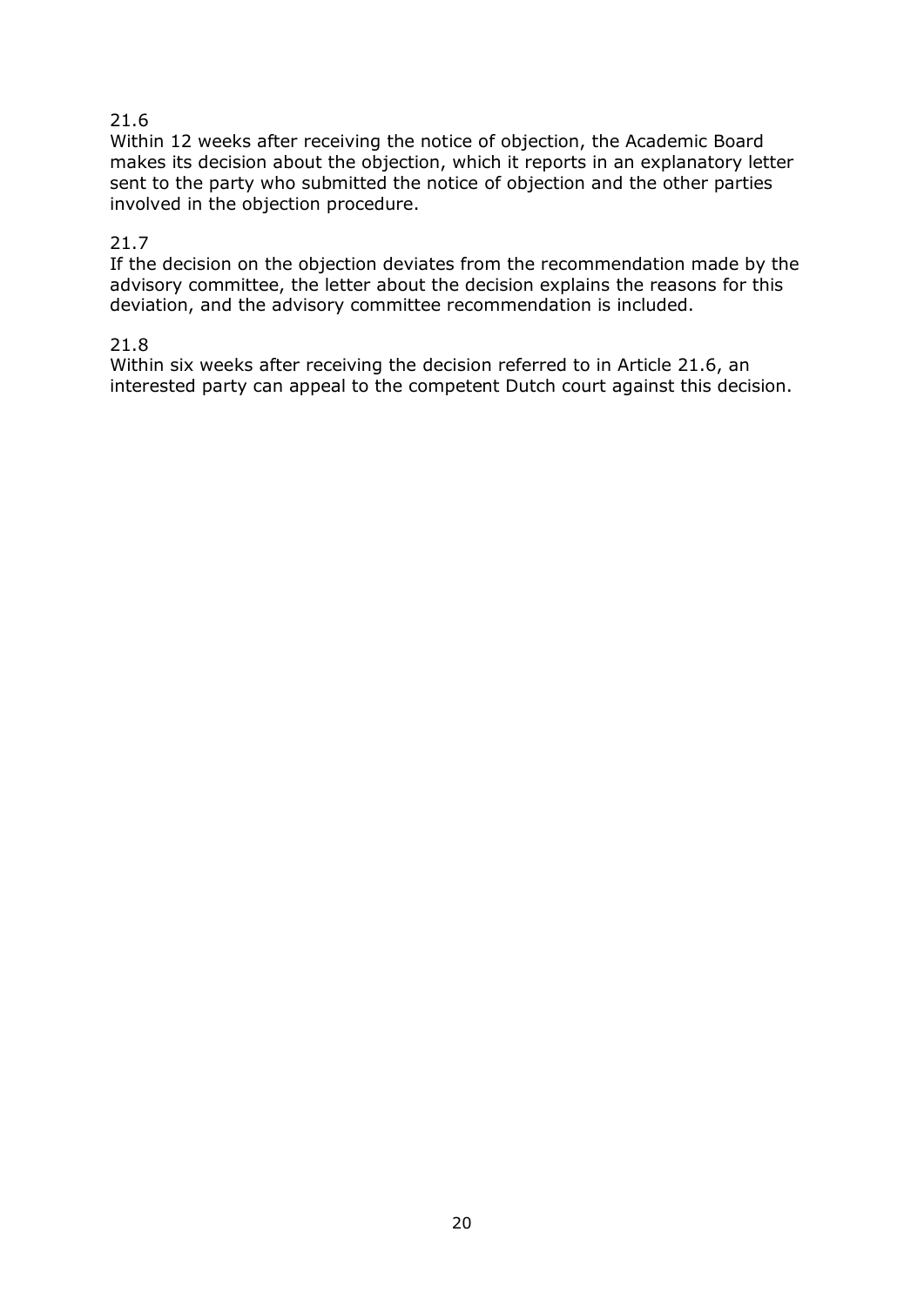21.6
Within 12 weeks after receiving the notice of objection, the Academic Board makes its decision about the objection, which it reports in an explanatory letter sent to the party who submitted the notice of objection and the other parties involved in the objection procedure.

21.7
If the decision on the objection deviates from the recommendation made by the advisory committee, the letter about the decision explains the reasons for this deviation, and the advisory committee recommendation is included.

21.8
Within six weeks after receiving the decision referred to in Article 21.6, an interested party can appeal to the competent Dutch court against this decision.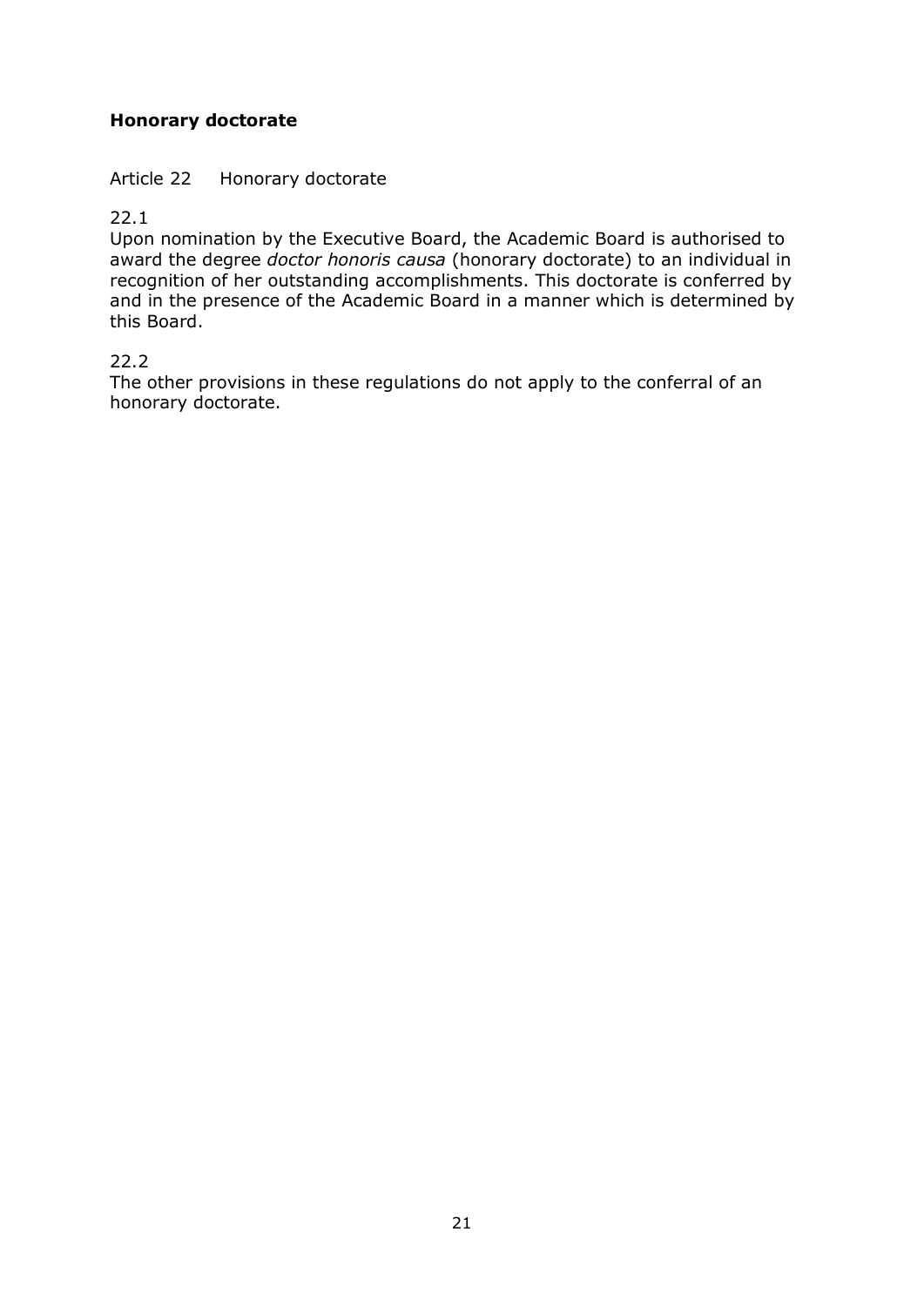## Honorary doctorate

Article 22 Honorary doctorate

22.1

Upon nomination by the Executive Board, the Academic Board is authorised to award the degree *doctor honoris causa* (honorary doctorate) to an individual in recognition of her outstanding accomplishments. This doctorate is conferred by and in the presence of the Academic Board in a manner which is determined by this Board.

22.2

The other provisions in these regulations do not apply to the conferral of an honorary doctorate.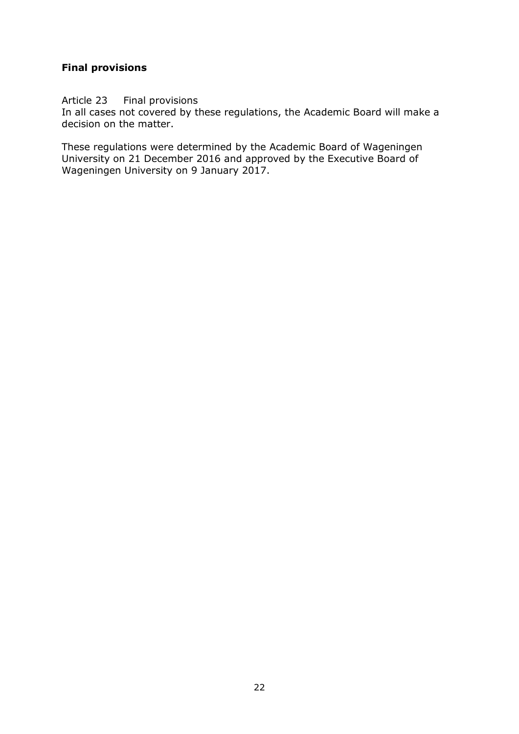## Final provisions

Article 23 Final provisions

In all cases not covered by these regulations, the Academic Board will make a decision on the matter.

These regulations were determined by the Academic Board of Wageningen University on 21 December 2016 and approved by the Executive Board of Wageningen University on 9 January 2017.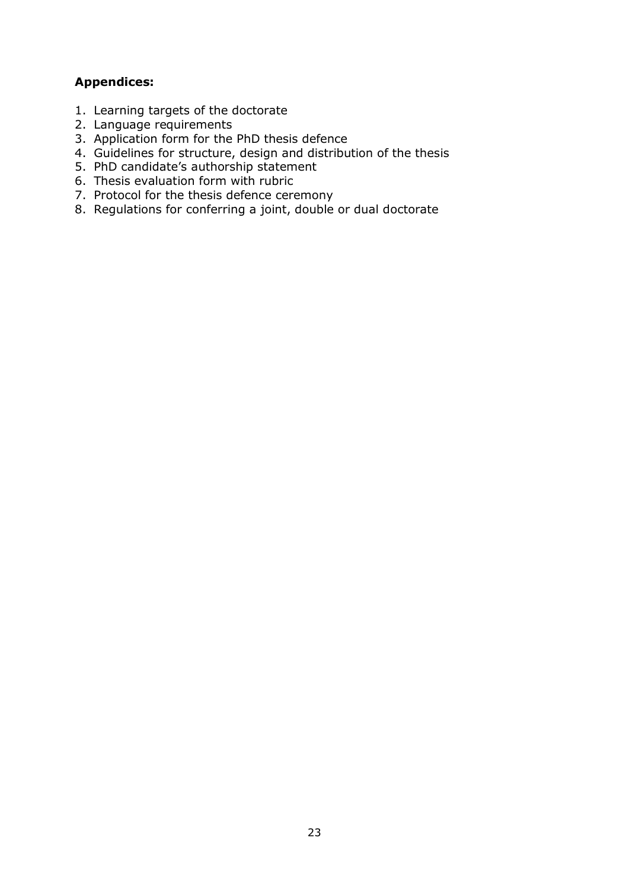**Appendices:**

1. Learning targets of the doctorate
2. Language requirements
3. Application form for the PhD thesis defence
4. Guidelines for structure, design and distribution of the thesis
5. PhD candidate's authorship statement
6. Thesis evaluation form with rubric
7. Protocol for the thesis defence ceremony
8. Regulations for conferring a joint, double or dual doctorate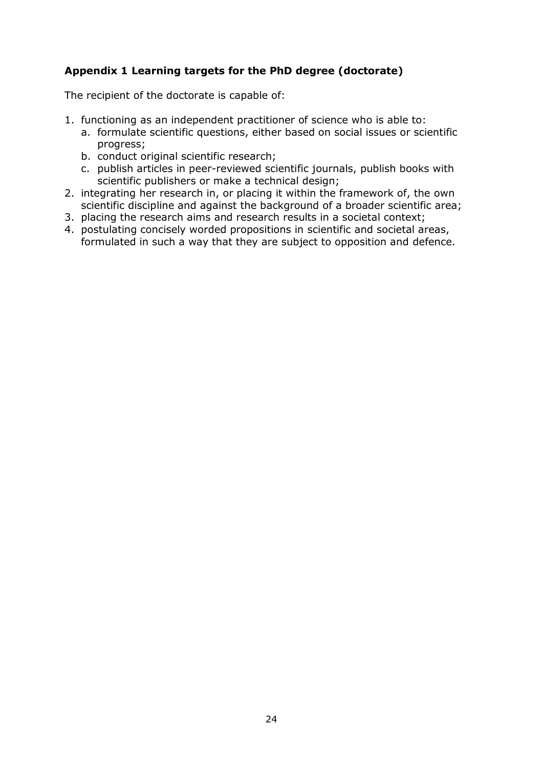## Appendix 1 Learning targets for the PhD degree (doctorate)

The recipient of the doctorate is capable of:

1. functioning as an independent practitioner of science who is able to:
   a. formulate scientific questions, either based on social issues or scientific progress;
   b. conduct original scientific research;
   c. publish articles in peer-reviewed scientific journals, publish books with scientific publishers or make a technical design;
2. integrating her research in, or placing it within the framework of, the own scientific discipline and against the background of a broader scientific area;
3. placing the research aims and research results in a societal context;
4. postulating concisely worded propositions in scientific and societal areas, formulated in such a way that they are subject to opposition and defence.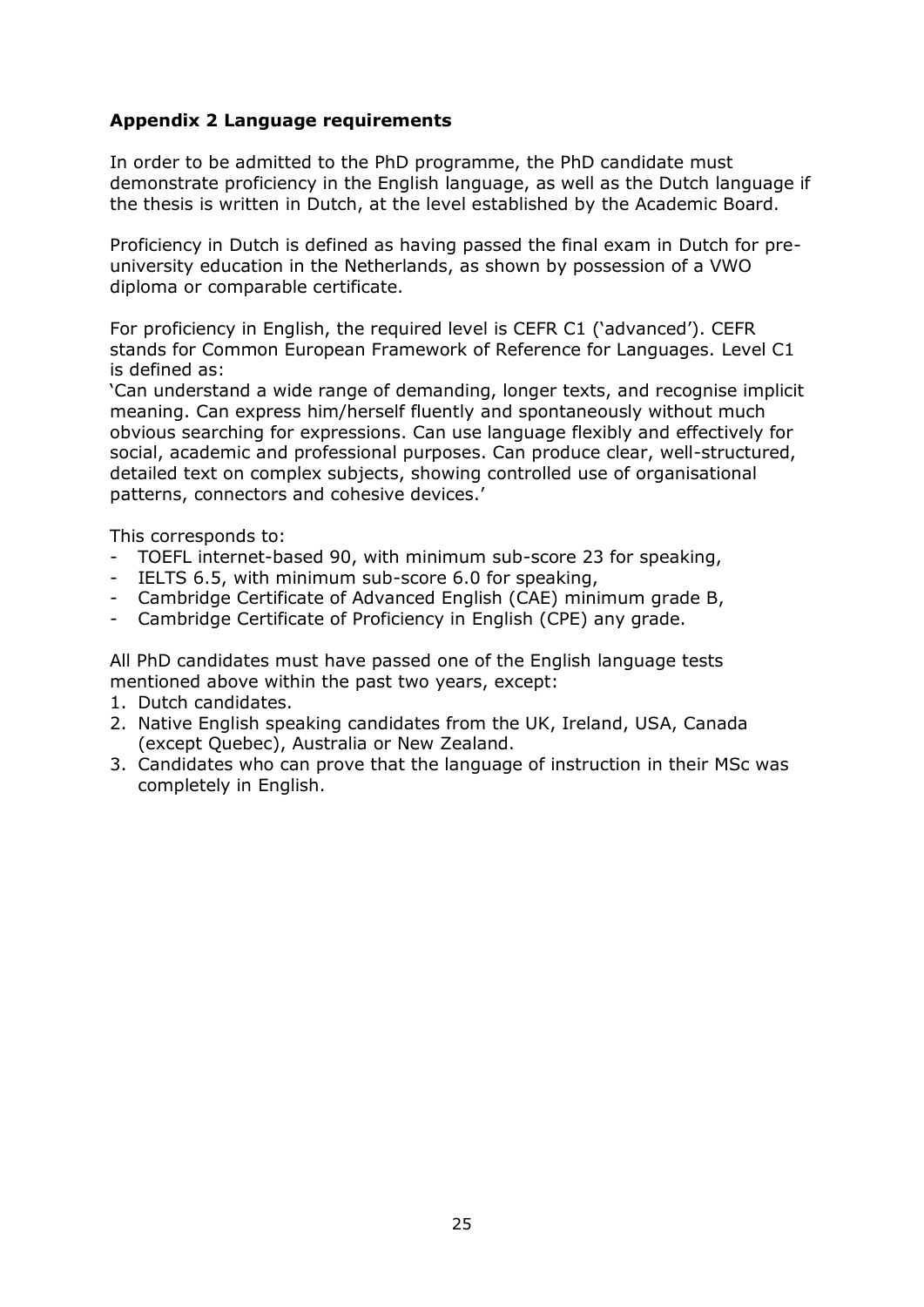**Appendix 2 Language requirements**

In order to be admitted to the PhD programme, the PhD candidate must demonstrate proficiency in the English language, as well as the Dutch language if the thesis is written in Dutch, at the level established by the Academic Board.

Proficiency in Dutch is defined as having passed the final exam in Dutch for pre-university education in the Netherlands, as shown by possession of a VWO diploma or comparable certificate.

For proficiency in English, the required level is CEFR C1 ('advanced'). CEFR stands for Common European Framework of Reference for Languages. Level C1 is defined as:
'Can understand a wide range of demanding, longer texts, and recognise implicit meaning. Can express him/herself fluently and spontaneously without much obvious searching for expressions. Can use language flexibly and effectively for social, academic and professional purposes. Can produce clear, well-structured, detailed text on complex subjects, showing controlled use of organisational patterns, connectors and cohesive devices.'

This corresponds to:

- TOEFL internet-based 90, with minimum sub-score 23 for speaking,
- IELTS 6.5, with minimum sub-score 6.0 for speaking,
- Cambridge Certificate of Advanced English (CAE) minimum grade B,
- Cambridge Certificate of Proficiency in English (CPE) any grade.

All PhD candidates must have passed one of the English language tests mentioned above within the past two years, except:

1. Dutch candidates.
2. Native English speaking candidates from the UK, Ireland, USA, Canada (except Quebec), Australia or New Zealand.
3. Candidates who can prove that the language of instruction in their MSc was completely in English.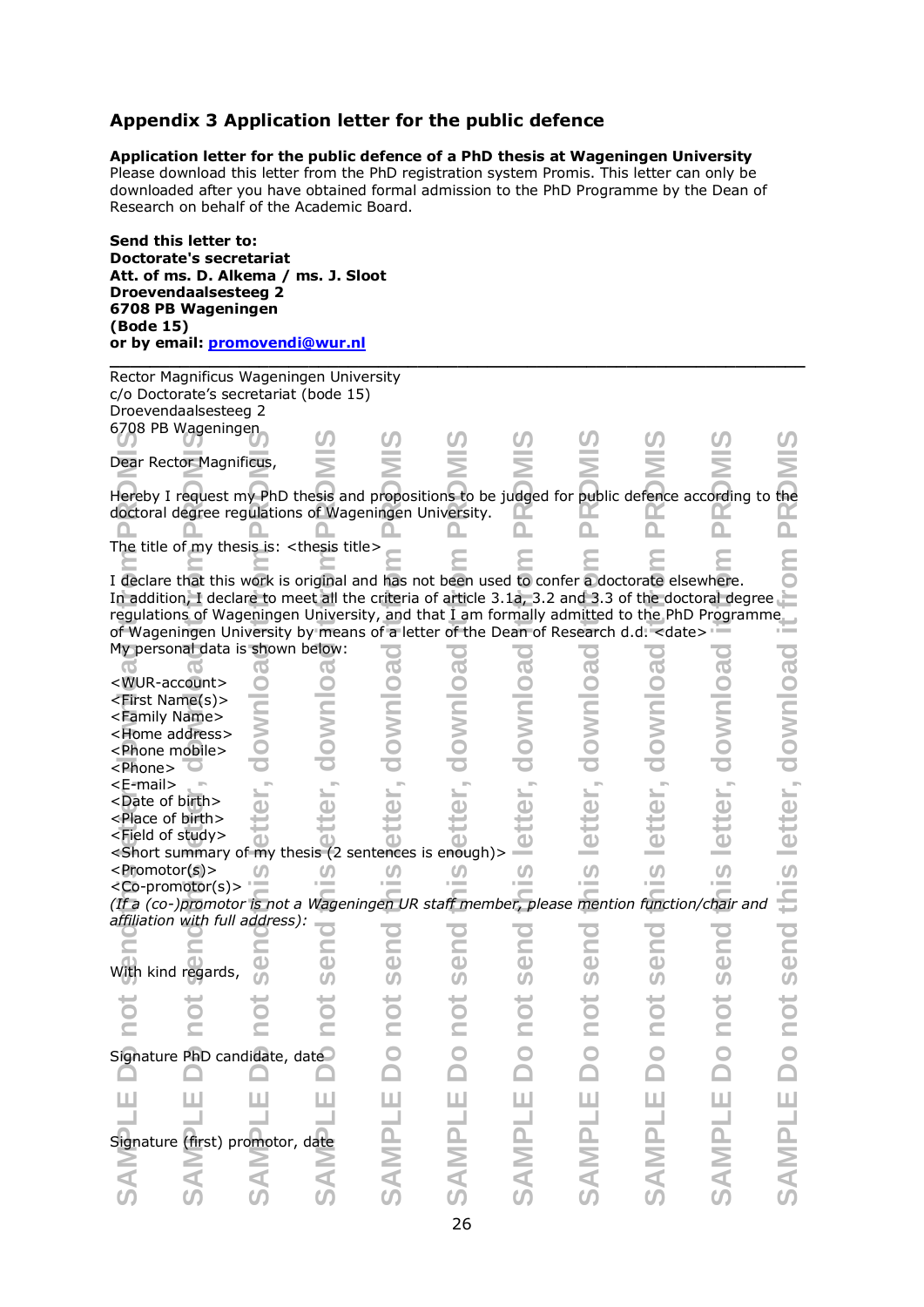## Appendix 3 Application letter for the public defence

**Application letter for the public defence of a PhD thesis at Wageningen University**
Please download this letter from the PhD registration system Promis. This letter can only be downloaded after you have obtained formal admission to the PhD Programme by the Dean of Research on behalf of the Academic Board.

**Send this letter to:**
**Doctorate's secretariat**
**Att. of ms. D. Alkema / ms. J. Sloot**
**Droevendaalsesteeg 2**
**6708 PB Wageningen**
**(Bode 15)**
**or by email: promovendi@wur.nl**

---

Rector Magnificus Wageningen University
c/o Doctorate's secretariat (bode 15)
Droevendaalsesteeg 2
6708 PB Wageningen

Dear Rector Magnificus,

Hereby I request my PhD thesis and propositions to be judged for public defence according to the doctoral degree regulations of Wageningen University.

The title of my thesis is: <thesis title>

I declare that this work is original and has not been used to confer a doctorate elsewhere. In addition, I declare to meet all the criteria of article 3.1a, 3.2 and 3.3 of the doctoral degree regulations of Wageningen University, and that I am formally admitted to the PhD Programme of Wageningen University by means of a letter of the Dean of Research d.d. <date>
My personal data is shown below:

<WUR-account>
<First Name(s)>
<Family Name>
<Home address>
<Phone mobile>
<Phone>
<E-mail>
<Date of birth>
<Place of birth>
<Field of study>
<Short summary of my thesis (2 sentences is enough)>
<Promotor(s)>
<Co-promotor(s)>
*(If a (co-)promotor is not a Wageningen UR staff member, please mention function/chair and affiliation with full address):*

With kind regards,

Signature PhD candidate, date

Signature (first) promotor, date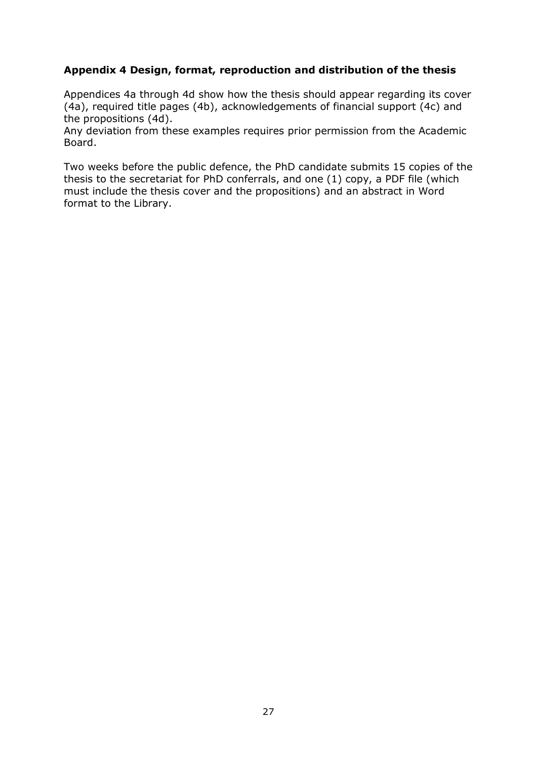## Appendix 4 Design, format, reproduction and distribution of the thesis

Appendices 4a through 4d show how the thesis should appear regarding its cover (4a), required title pages (4b), acknowledgements of financial support (4c) and the propositions (4d).
Any deviation from these examples requires prior permission from the Academic Board.

Two weeks before the public defence, the PhD candidate submits 15 copies of the thesis to the secretariat for PhD conferrals, and one (1) copy, a PDF file (which must include the thesis cover and the propositions) and an abstract in Word format to the Library.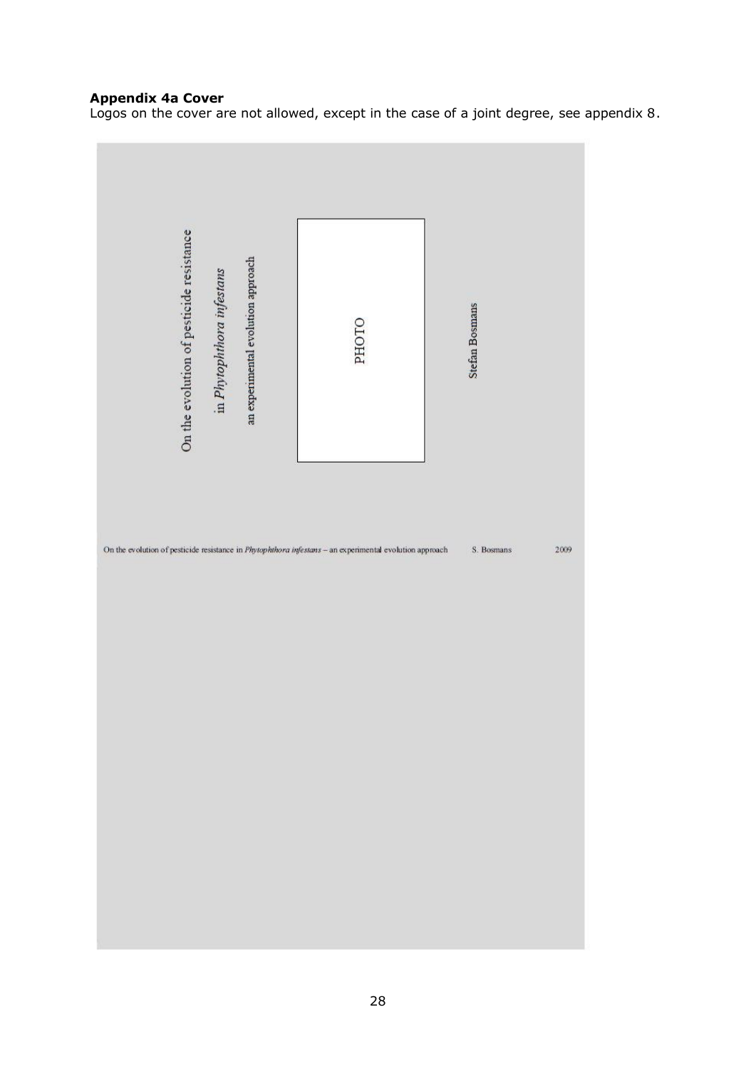**Appendix 4a Cover**

Logos on the cover are not allowed, except in the case of a joint degree, see appendix 8.

On the evolution of pesticide resistance

in *Phytophthora infestans*

an experimental evolution approach

PHOTO

Stefan Bosmans

On the evolution of pesticide resistance in *Phytophthora infestans* – an experimental evolution approach S. Bosmans 2009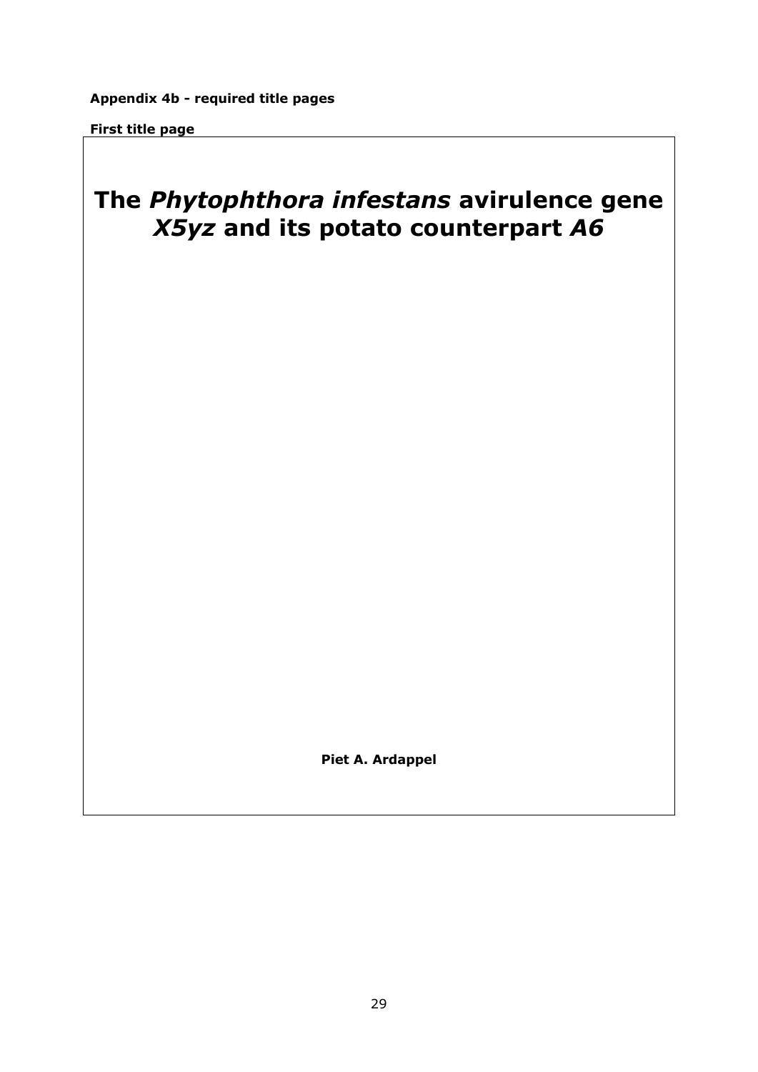**Appendix 4b - required title pages**

**First title page**

# The *Phytophthora infestans* avirulence gene *X5yz* and its potato counterpart *A6*

**Piet A. Ardappel**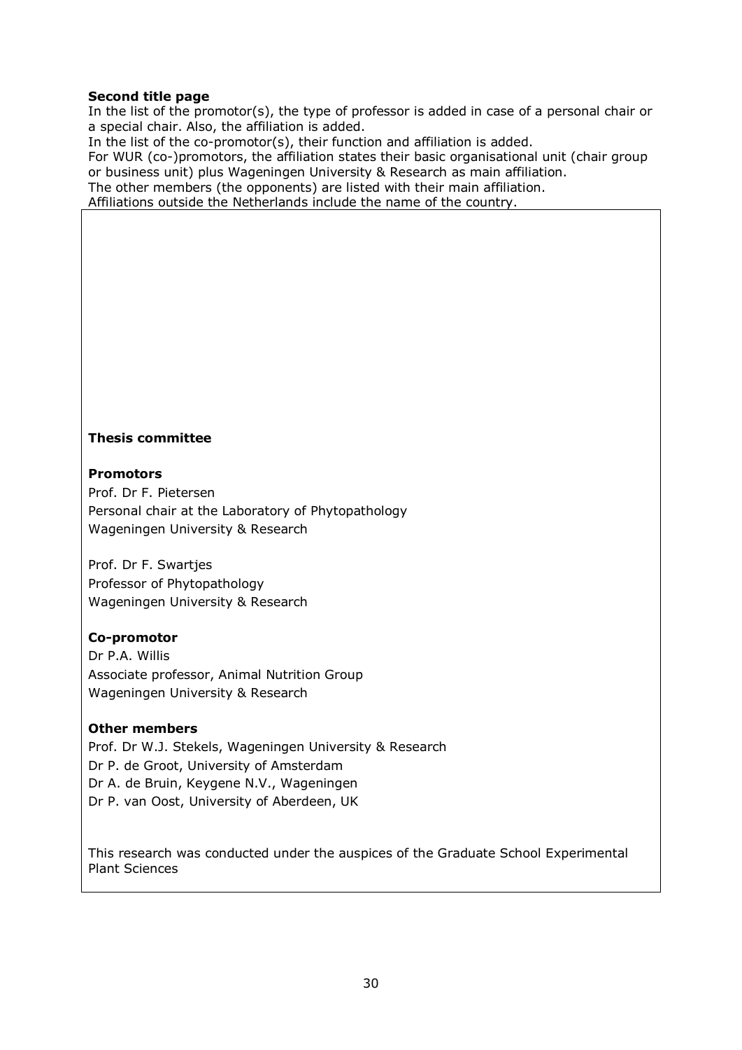**Second title page**

In the list of the promotor(s), the type of professor is added in case of a personal chair or a special chair. Also, the affiliation is added.
In the list of the co-promotor(s), their function and affiliation is added.
For WUR (co-)promotors, the affiliation states their basic organisational unit (chair group or business unit) plus Wageningen University & Research as main affiliation.
The other members (the opponents) are listed with their main affiliation.
Affiliations outside the Netherlands include the name of the country.

**Thesis committee**

**Promotors**

Prof. Dr F. Pietersen
Personal chair at the Laboratory of Phytopathology
Wageningen University & Research

Prof. Dr F. Swartjes
Professor of Phytopathology
Wageningen University & Research

**Co-promotor**

Dr P.A. Willis
Associate professor, Animal Nutrition Group
Wageningen University & Research

**Other members**

Prof. Dr W.J. Stekels, Wageningen University & Research
Dr P. de Groot, University of Amsterdam
Dr A. de Bruin, Keygene N.V., Wageningen
Dr P. van Oost, University of Aberdeen, UK

This research was conducted under the auspices of the Graduate School Experimental Plant Sciences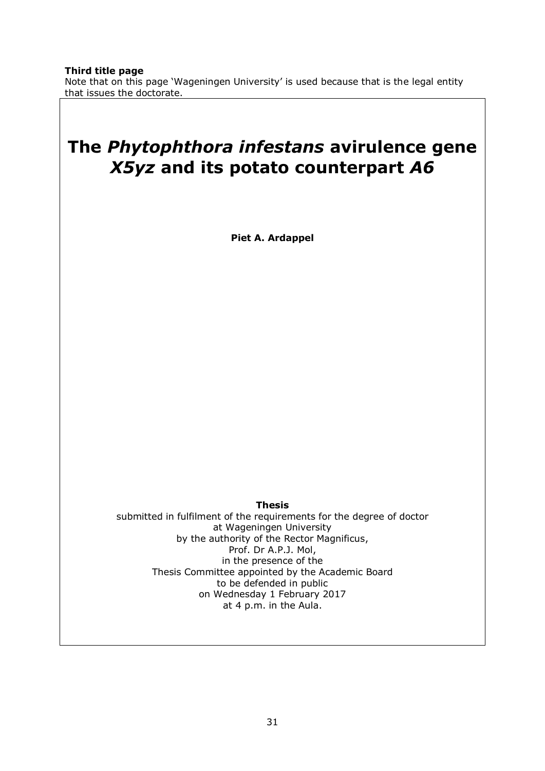**Third title page**

Note that on this page 'Wageningen University' is used because that is the legal entity that issues the doctorate.

# The *Phytophthora infestans* avirulence gene *X5yz* and its potato counterpart *A6*

**Piet A. Ardappel**

**Thesis**

submitted in fulfilment of the requirements for the degree of doctor
at Wageningen University
by the authority of the Rector Magnificus,
Prof. Dr A.P.J. Mol,
in the presence of the
Thesis Committee appointed by the Academic Board
to be defended in public
on Wednesday 1 February 2017
at 4 p.m. in the Aula.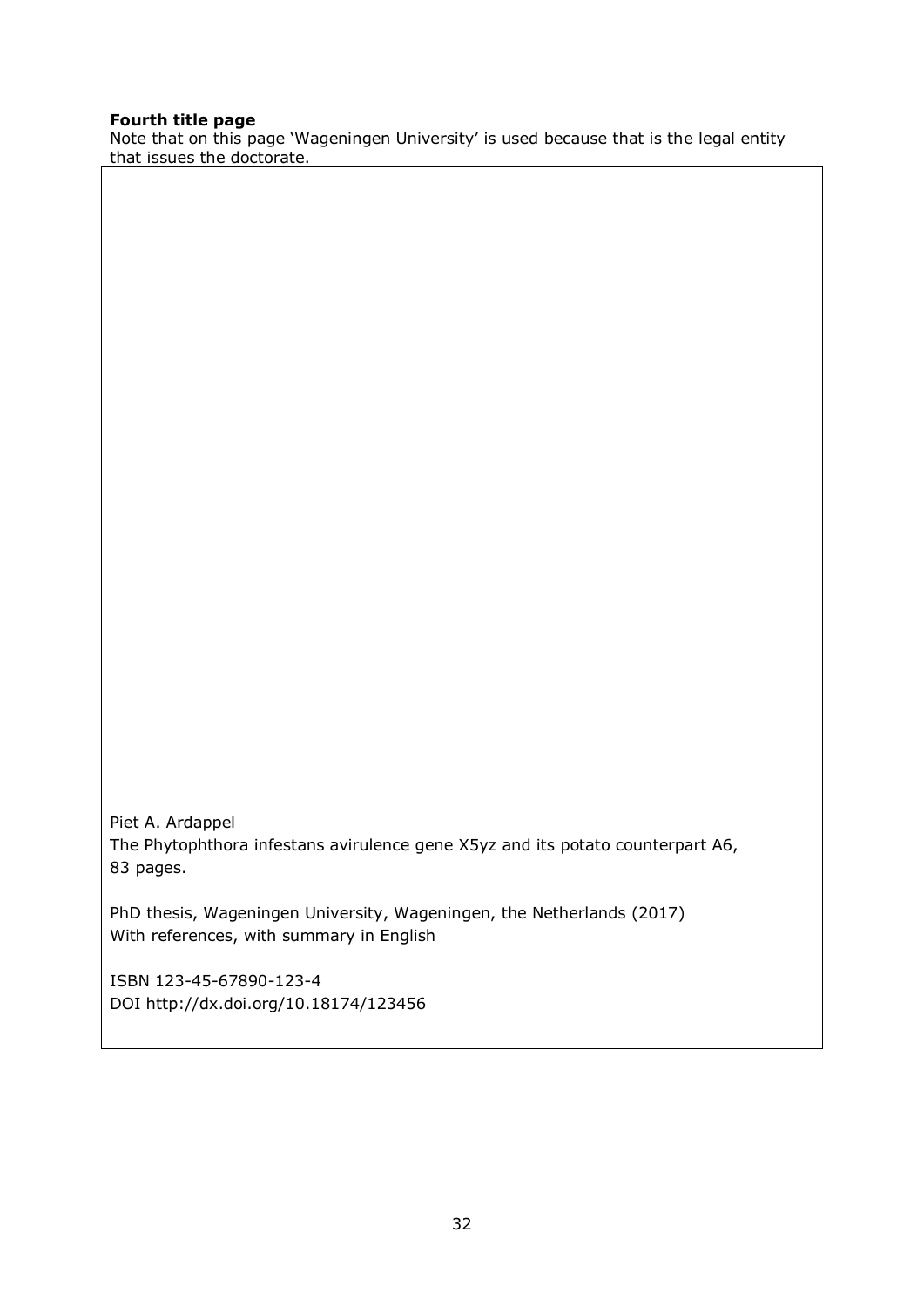**Fourth title page**

Note that on this page 'Wageningen University' is used because that is the legal entity that issues the doctorate.

Piet A. Ardappel
The Phytophthora infestans avirulence gene X5yz and its potato counterpart A6,
83 pages.

PhD thesis, Wageningen University, Wageningen, the Netherlands (2017)
With references, with summary in English

ISBN 123-45-67890-123-4
DOI http://dx.doi.org/10.18174/123456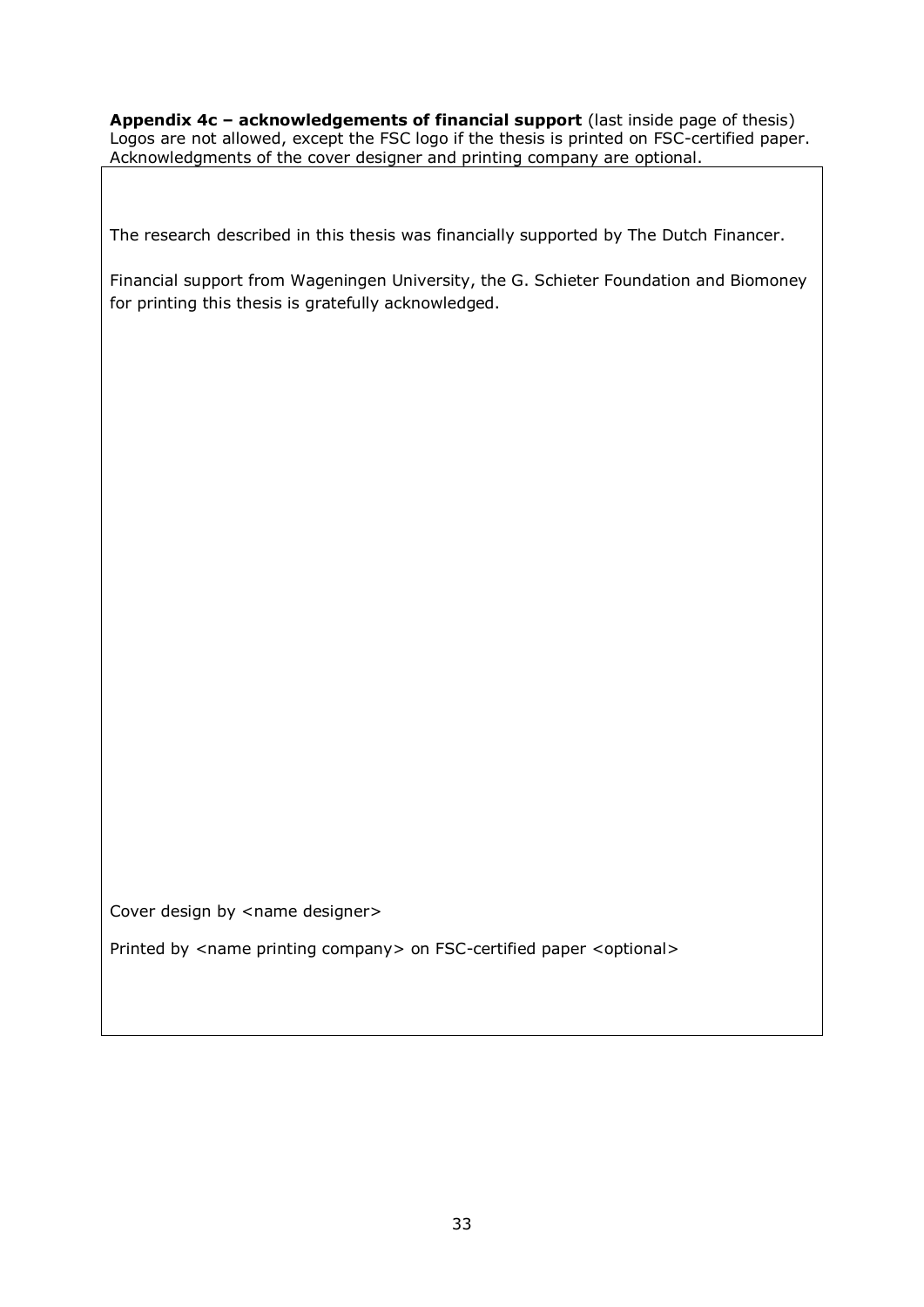**Appendix 4c – acknowledgements of financial support** (last inside page of thesis)
Logos are not allowed, except the FSC logo if the thesis is printed on FSC-certified paper.
Acknowledgments of the cover designer and printing company are optional.

The research described in this thesis was financially supported by The Dutch Financer.

Financial support from Wageningen University, the G. Schieter Foundation and Biomoney for printing this thesis is gratefully acknowledged.

Cover design by <name designer>

Printed by <name printing company> on FSC-certified paper <optional>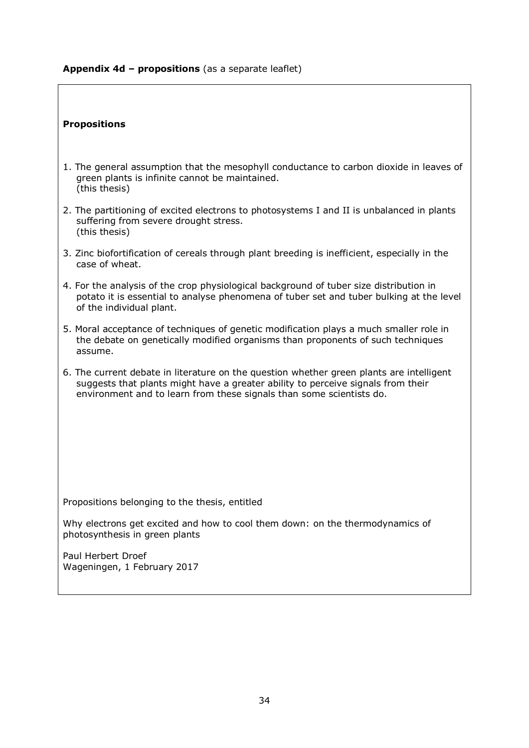**Appendix 4d – propositions** (as a separate leaflet)

**Propositions**

1. The general assumption that the mesophyll conductance to carbon dioxide in leaves of green plants is infinite cannot be maintained.
   (this thesis)

2. The partitioning of excited electrons to photosystems I and II is unbalanced in plants suffering from severe drought stress.
   (this thesis)

3. Zinc biofortification of cereals through plant breeding is inefficient, especially in the case of wheat.

4. For the analysis of the crop physiological background of tuber size distribution in potato it is essential to analyse phenomena of tuber set and tuber bulking at the level of the individual plant.

5. Moral acceptance of techniques of genetic modification plays a much smaller role in the debate on genetically modified organisms than proponents of such techniques assume.

6. The current debate in literature on the question whether green plants are intelligent suggests that plants might have a greater ability to perceive signals from their environment and to learn from these signals than some scientists do.

Propositions belonging to the thesis, entitled

Why electrons get excited and how to cool them down: on the thermodynamics of photosynthesis in green plants

Paul Herbert Droef
Wageningen, 1 February 2017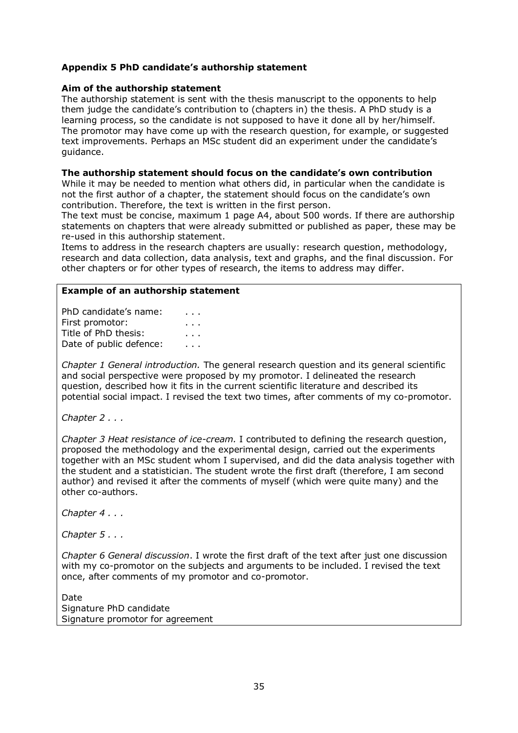## Appendix 5 PhD candidate's authorship statement

### Aim of the authorship statement

The authorship statement is sent with the thesis manuscript to the opponents to help them judge the candidate's contribution to (chapters in) the thesis. A PhD study is a learning process, so the candidate is not supposed to have it done all by her/himself. The promotor may have come up with the research question, for example, or suggested text improvements. Perhaps an MSc student did an experiment under the candidate's guidance.

### The authorship statement should focus on the candidate's own contribution

While it may be needed to mention what others did, in particular when the candidate is not the first author of a chapter, the statement should focus on the candidate's own contribution. Therefore, the text is written in the first person.

The text must be concise, maximum 1 page A4, about 500 words. If there are authorship statements on chapters that were already submitted or published as paper, these may be re-used in this authorship statement.

Items to address in the research chapters are usually: research question, methodology, research and data collection, data analysis, text and graphs, and the final discussion. For other chapters or for other types of research, the items to address may differ.

---

**Example of an authorship statement**

PhD candidate's name: . . .
First promotor: . . .
Title of PhD thesis: . . .
Date of public defence: . . .

*Chapter 1 General introduction.* The general research question and its general scientific and social perspective were proposed by my promotor. I delineated the research question, described how it fits in the current scientific literature and described its potential social impact. I revised the text two times, after comments of my co-promotor.

*Chapter 2 . . .*

*Chapter 3 Heat resistance of ice-cream.* I contributed to defining the research question, proposed the methodology and the experimental design, carried out the experiments together with an MSc student whom I supervised, and did the data analysis together with the student and a statistician. The student wrote the first draft (therefore, I am second author) and revised it after the comments of myself (which were quite many) and the other co-authors.

*Chapter 4 . . .*

*Chapter 5 . . .*

*Chapter 6 General discussion*. I wrote the first draft of the text after just one discussion with my co-promotor on the subjects and arguments to be included. I revised the text once, after comments of my promotor and co-promotor.

Date
Signature PhD candidate
Signature promotor for agreement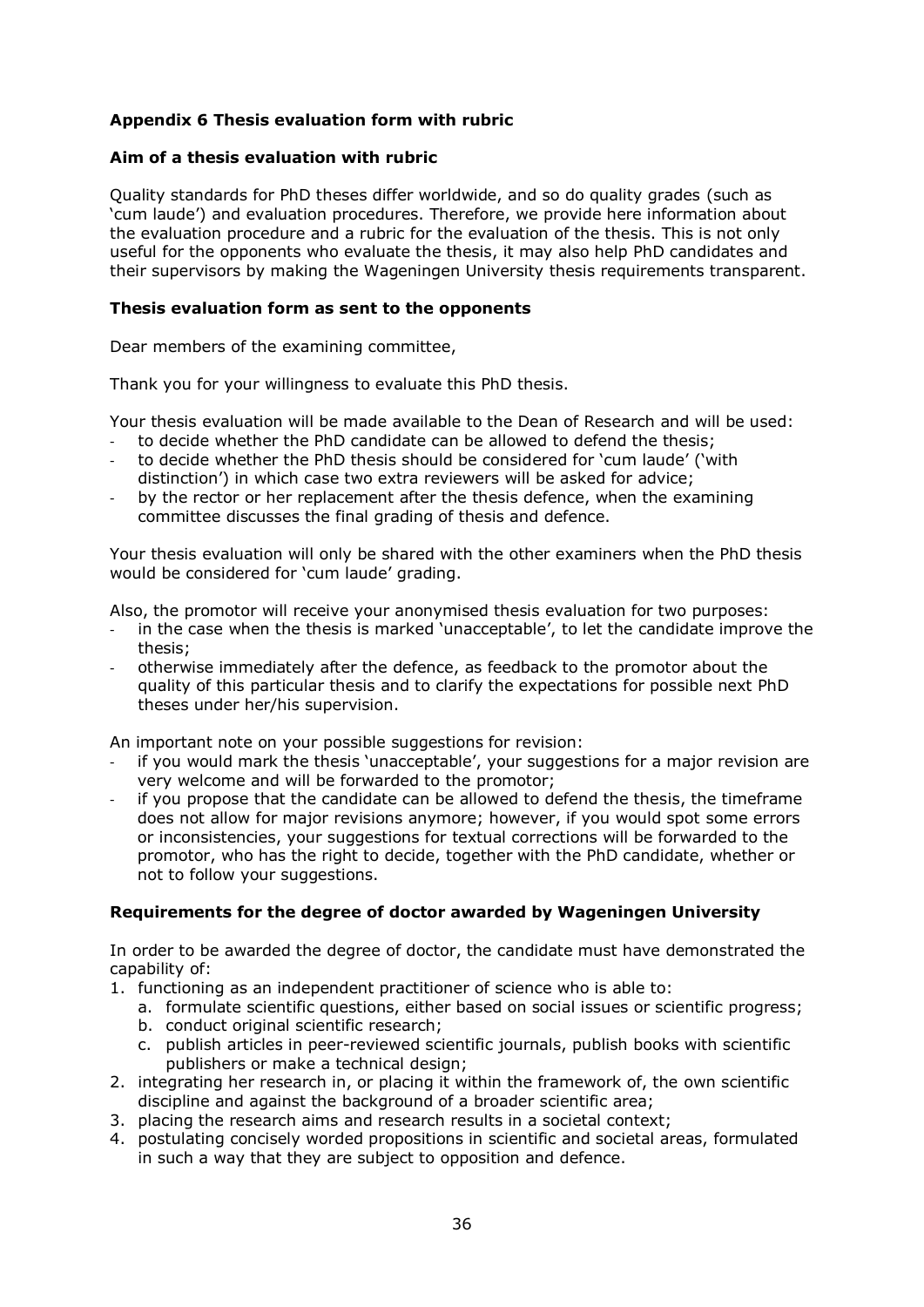# Appendix 6 Thesis evaluation form with rubric

## Aim of a thesis evaluation with rubric

Quality standards for PhD theses differ worldwide, and so do quality grades (such as 'cum laude') and evaluation procedures. Therefore, we provide here information about the evaluation procedure and a rubric for the evaluation of the thesis. This is not only useful for the opponents who evaluate the thesis, it may also help PhD candidates and their supervisors by making the Wageningen University thesis requirements transparent.

## Thesis evaluation form as sent to the opponents

Dear members of the examining committee,

Thank you for your willingness to evaluate this PhD thesis.

Your thesis evaluation will be made available to the Dean of Research and will be used:

- to decide whether the PhD candidate can be allowed to defend the thesis;
- to decide whether the PhD thesis should be considered for 'cum laude' ('with distinction') in which case two extra reviewers will be asked for advice;
- by the rector or her replacement after the thesis defence, when the examining committee discusses the final grading of thesis and defence.

Your thesis evaluation will only be shared with the other examiners when the PhD thesis would be considered for 'cum laude' grading.

Also, the promotor will receive your anonymised thesis evaluation for two purposes:

- in the case when the thesis is marked 'unacceptable', to let the candidate improve the thesis;
- otherwise immediately after the defence, as feedback to the promotor about the quality of this particular thesis and to clarify the expectations for possible next PhD theses under her/his supervision.

An important note on your possible suggestions for revision:

- if you would mark the thesis 'unacceptable', your suggestions for a major revision are very welcome and will be forwarded to the promotor;
- if you propose that the candidate can be allowed to defend the thesis, the timeframe does not allow for major revisions anymore; however, if you would spot some errors or inconsistencies, your suggestions for textual corrections will be forwarded to the promotor, who has the right to decide, together with the PhD candidate, whether or not to follow your suggestions.

## Requirements for the degree of doctor awarded by Wageningen University

In order to be awarded the degree of doctor, the candidate must have demonstrated the capability of:

1. functioning as an independent practitioner of science who is able to:
   a. formulate scientific questions, either based on social issues or scientific progress;
   b. conduct original scientific research;
   c. publish articles in peer-reviewed scientific journals, publish books with scientific publishers or make a technical design;
2. integrating her research in, or placing it within the framework of, the own scientific discipline and against the background of a broader scientific area;
3. placing the research aims and research results in a societal context;
4. postulating concisely worded propositions in scientific and societal areas, formulated in such a way that they are subject to opposition and defence.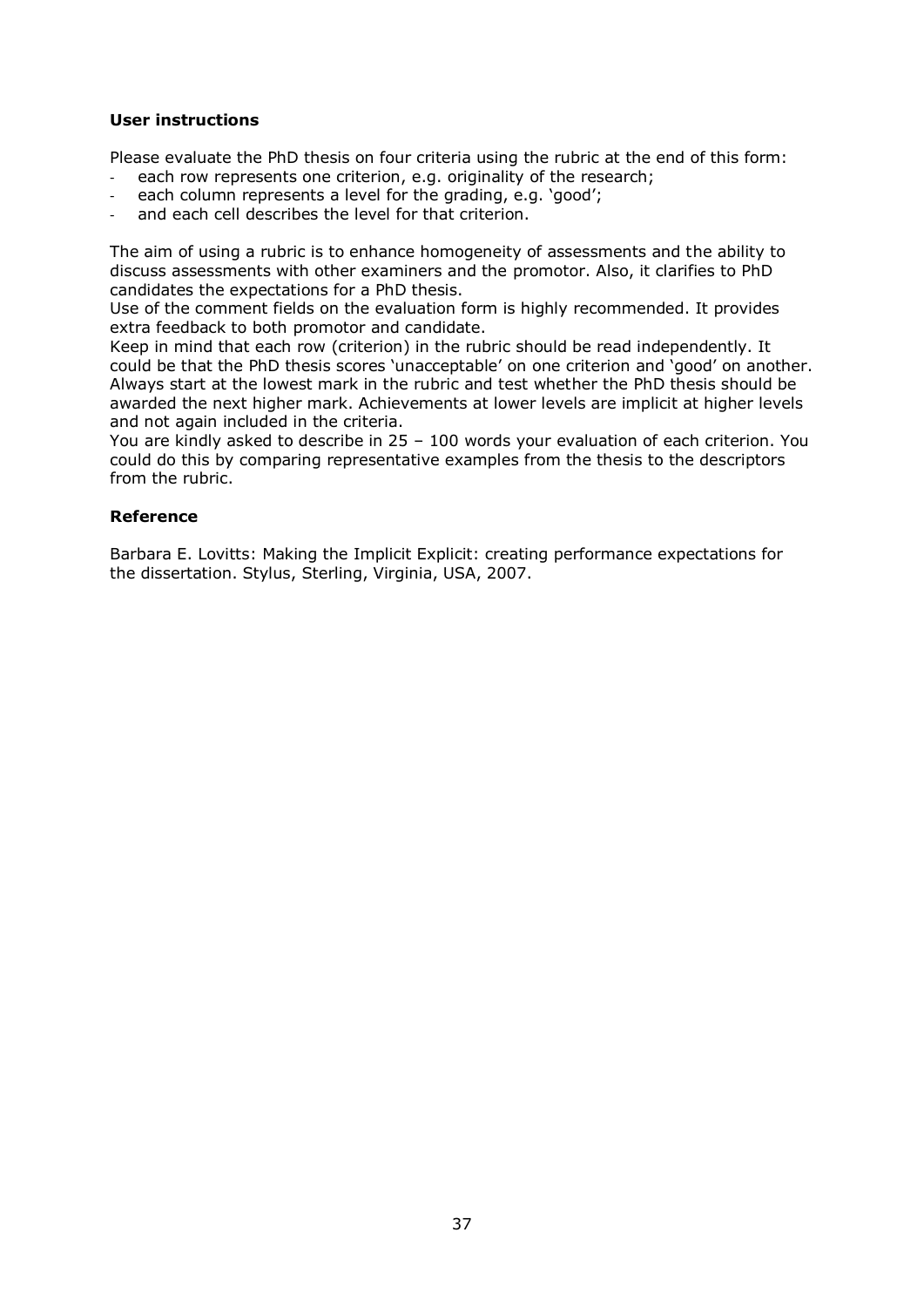**User instructions**

Please evaluate the PhD thesis on four criteria using the rubric at the end of this form:

- each row represents one criterion, e.g. originality of the research;
- each column represents a level for the grading, e.g. 'good';
- and each cell describes the level for that criterion.

The aim of using a rubric is to enhance homogeneity of assessments and the ability to discuss assessments with other examiners and the promotor. Also, it clarifies to PhD candidates the expectations for a PhD thesis.
Use of the comment fields on the evaluation form is highly recommended. It provides extra feedback to both promotor and candidate.
Keep in mind that each row (criterion) in the rubric should be read independently. It could be that the PhD thesis scores 'unacceptable' on one criterion and 'good' on another. Always start at the lowest mark in the rubric and test whether the PhD thesis should be awarded the next higher mark. Achievements at lower levels are implicit at higher levels and not again included in the criteria.
You are kindly asked to describe in 25 – 100 words your evaluation of each criterion. You could do this by comparing representative examples from the thesis to the descriptors from the rubric.

**Reference**

Barbara E. Lovitts: Making the Implicit Explicit: creating performance expectations for the dissertation. Stylus, Sterling, Virginia, USA, 2007.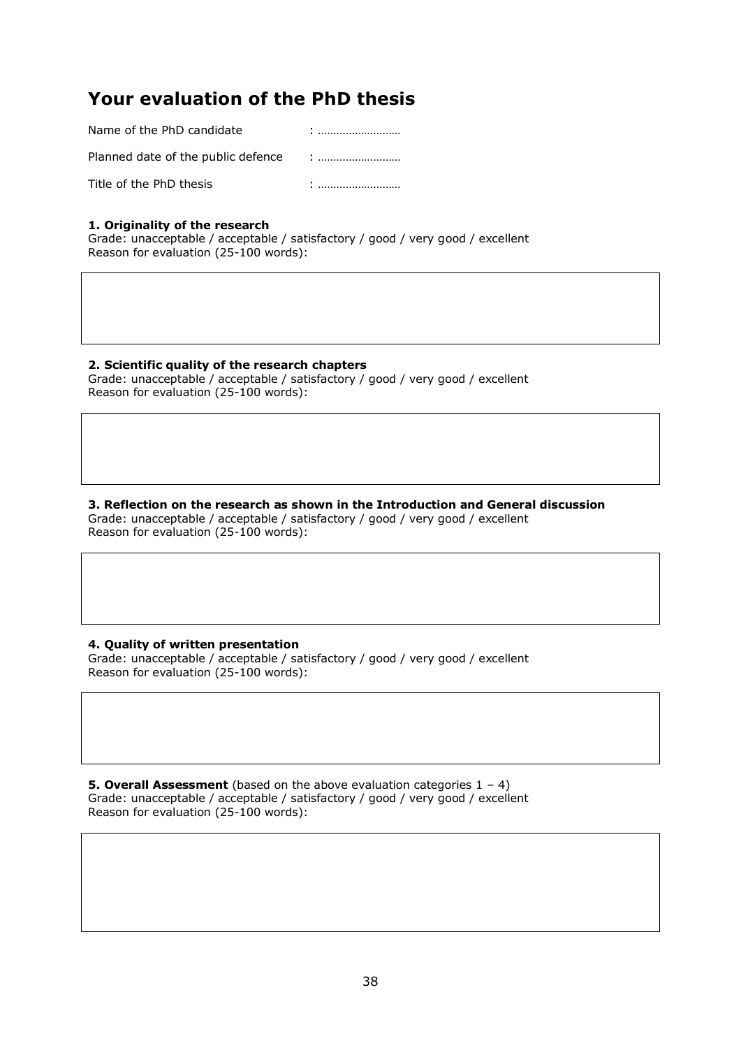# Your evaluation of the PhD thesis

Name of the PhD candidate : ………………………

Planned date of the public defence : ………………………

Title of the PhD thesis : ………………………

**1. Originality of the research**

Grade: unacceptable / acceptable / satisfactory / good / very good / excellent

Reason for evaluation (25-100 words):

**2. Scientific quality of the research chapters**

Grade: unacceptable / acceptable / satisfactory / good / very good / excellent

Reason for evaluation (25-100 words):

**3. Reflection on the research as shown in the Introduction and General discussion**

Grade: unacceptable / acceptable / satisfactory / good / very good / excellent

Reason for evaluation (25-100 words):

**4. Quality of written presentation**

Grade: unacceptable / acceptable / satisfactory / good / very good / excellent

Reason for evaluation (25-100 words):

**5. Overall Assessment** (based on the above evaluation categories 1 – 4)

Grade: unacceptable / acceptable / satisfactory / good / very good / excellent

Reason for evaluation (25-100 words):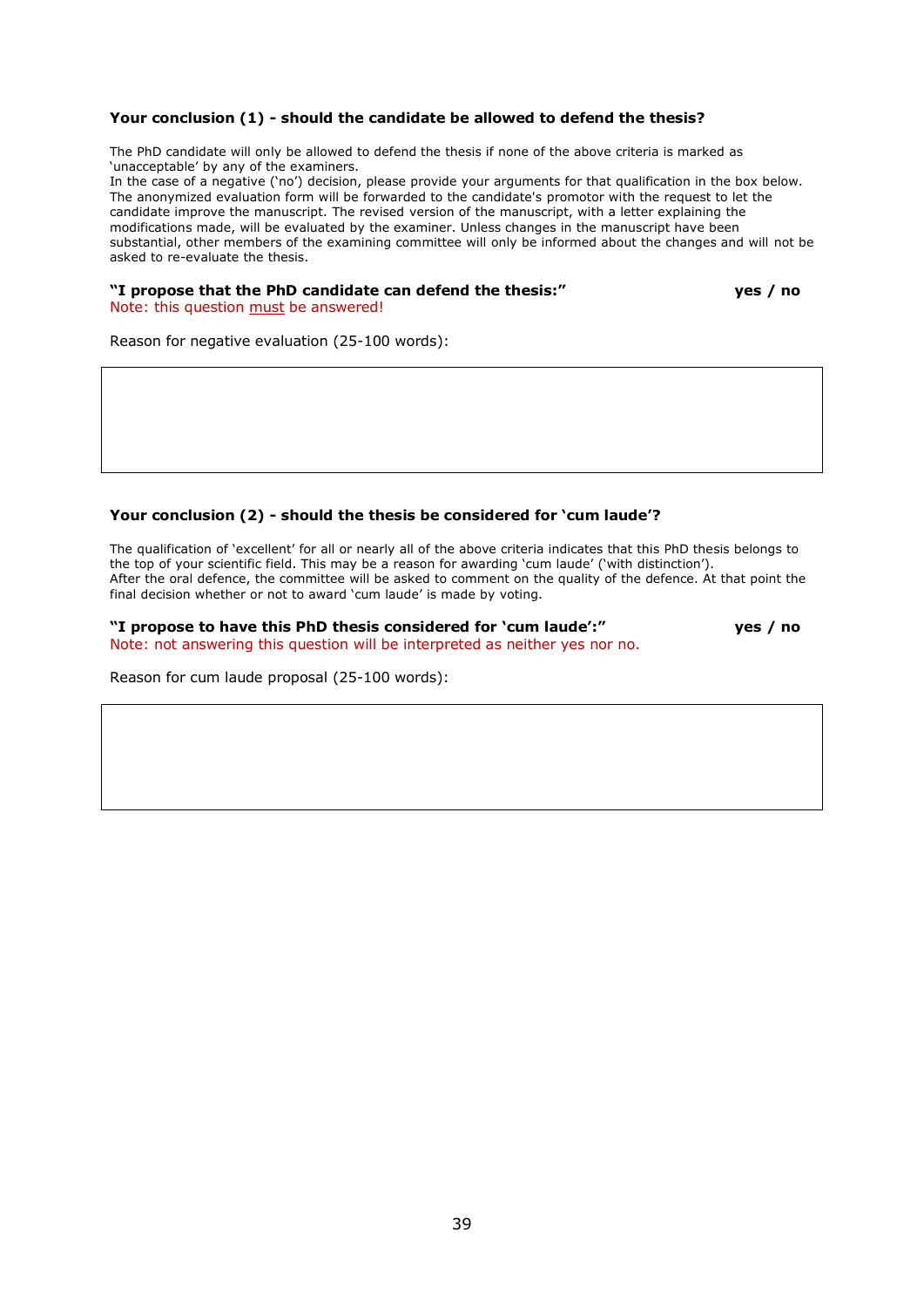**Your conclusion (1) - should the candidate be allowed to defend the thesis?**

The PhD candidate will only be allowed to defend the thesis if none of the above criteria is marked as 'unacceptable' by any of the examiners.
In the case of a negative ('no') decision, please provide your arguments for that qualification in the box below. The anonymized evaluation form will be forwarded to the candidate's promotor with the request to let the candidate improve the manuscript. The revised version of the manuscript, with a letter explaining the modifications made, will be evaluated by the examiner. Unless changes in the manuscript have been substantial, other members of the examining committee will only be informed about the changes and will not be asked to re-evaluate the thesis.

**"I propose that the PhD candidate can defend the thesis:"** **yes / no**
Note: this question must be answered!

Reason for negative evaluation (25-100 words):

| |
|---|
| |

**Your conclusion (2) - should the thesis be considered for 'cum laude'?**

The qualification of 'excellent' for all or nearly all of the above criteria indicates that this PhD thesis belongs to the top of your scientific field. This may be a reason for awarding 'cum laude' ('with distinction').
After the oral defence, the committee will be asked to comment on the quality of the defence. At that point the final decision whether or not to award 'cum laude' is made by voting.

**"I propose to have this PhD thesis considered for 'cum laude':"** **yes / no**
Note: not answering this question will be interpreted as neither yes nor no.

Reason for cum laude proposal (25-100 words):

| |
|---|
| |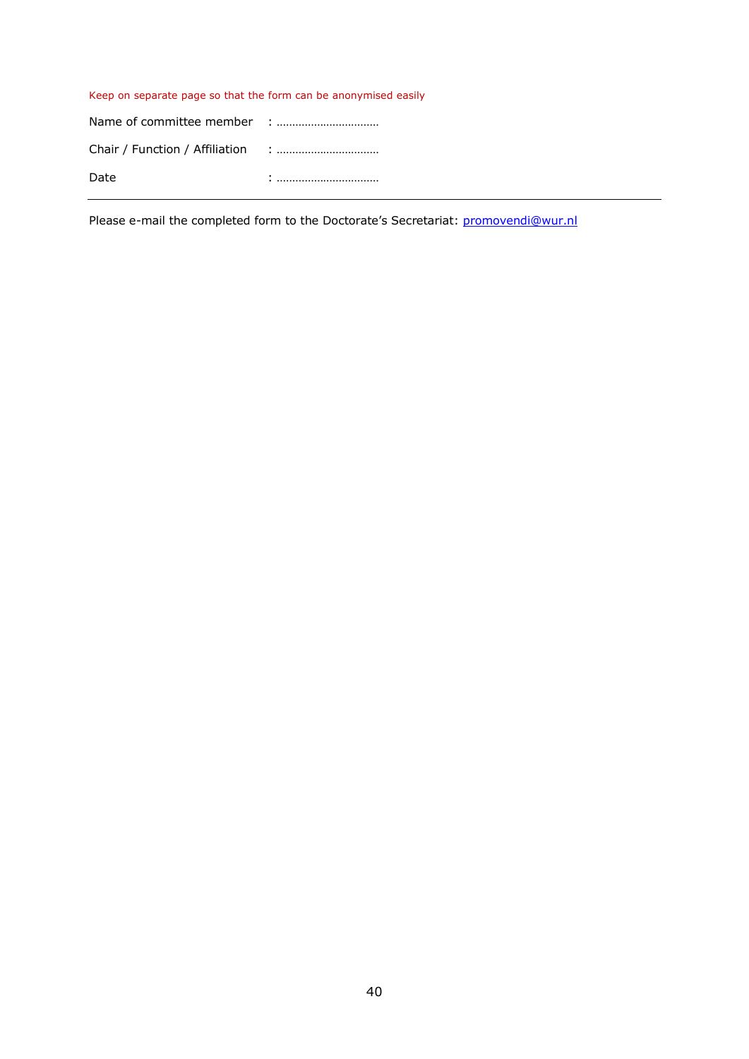Keep on separate page so that the form can be anonymised easily

Name of committee member : ……………………………

Chair / Function / Affiliation : ……………………………

Date : ……………………………

---

Please e-mail the completed form to the Doctorate's Secretariat: promovendi@wur.nl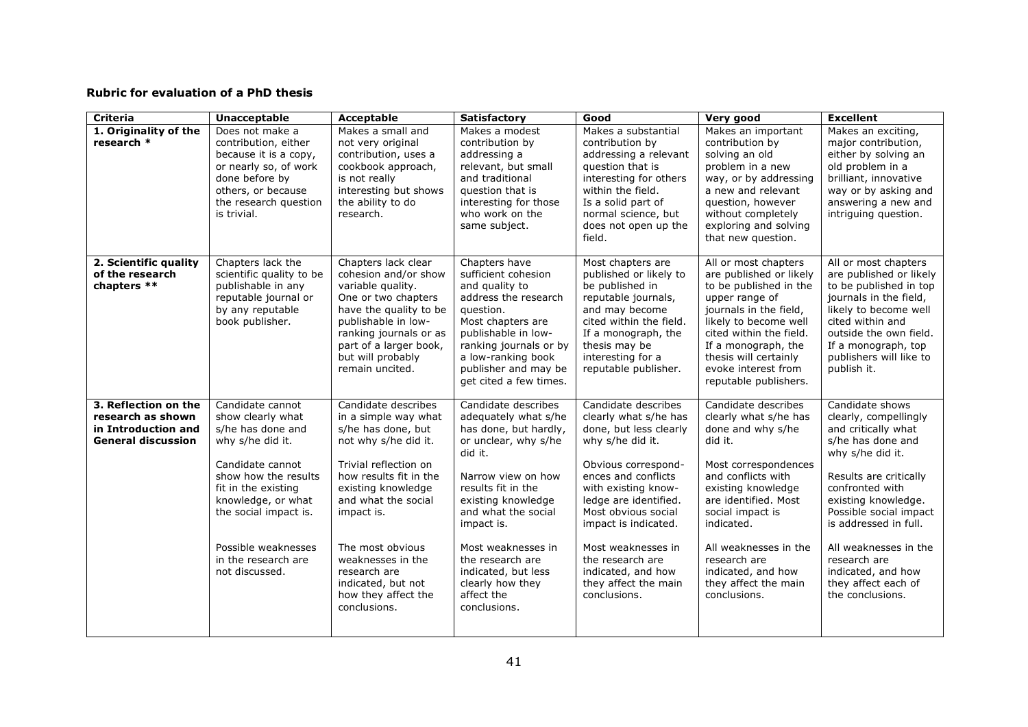**Rubric for evaluation of a PhD thesis**

| Criteria | Unacceptable | Acceptable | Satisfactory | Good | Very good | Excellent |
|---|---|---|---|---|---|---|
| **1. Originality of the research \*** | Does not make a contribution, either because it is a copy, or nearly so, of work done before by others, or because the research question is trivial. | Makes a small and not very original contribution, uses a cookbook approach, is not really interesting but shows the ability to do research. | Makes a modest contribution by addressing a relevant, but small and traditional question that is interesting for those who work on the same subject. | Makes a substantial contribution by addressing a relevant question that is interesting for others within the field. Is a solid part of normal science, but does not open up the field. | Makes an important contribution by solving an old problem in a new way, or by addressing a new and relevant question, however without completely exploring and solving that new question. | Makes an exciting, major contribution, either by solving an old problem in a brilliant, innovative way or by asking and answering a new and intriguing question. |
| **2. Scientific quality of the research chapters \*\*** | Chapters lack the scientific quality to be publishable in any reputable journal or by any reputable book publisher. | Chapters lack clear cohesion and/or show variable quality. One or two chapters have the quality to be publishable in low-ranking journals or as part of a larger book, but will probably remain uncited. | Chapters have sufficient cohesion and quality to address the research question. Most chapters are publishable in low-ranking journals or by a low-ranking book publisher and may be get cited a few times. | Most chapters are published or likely to be published in reputable journals, and may become cited within the field. If a monograph, the thesis may be interesting for a reputable publisher. | All or most chapters are published or likely to be published in the upper range of journals in the field, likely to become well cited within the field. If a monograph, the thesis will certainly evoke interest from reputable publishers. | All or most chapters are published or likely to be published in top journals in the field, likely to become well cited within and outside the own field. If a monograph, top publishers will like to publish it. |
| **3. Reflection on the research as shown in Introduction and General discussion** | Candidate cannot show clearly what s/he has done and why s/he did it.<br><br>Candidate cannot show how the results fit in the existing knowledge, or what the social impact is.<br><br>Possible weaknesses in the research are not discussed. | Candidate describes in a simple way what s/he has done, but not why s/he did it.<br><br>Trivial reflection on how results fit in the existing knowledge and what the social impact is.<br><br>The most obvious weaknesses in the research are indicated, but not how they affect the conclusions. | Candidate describes adequately what s/he has done, but hardly, or unclear, why s/he did it.<br><br>Narrow view on how results fit in the existing knowledge and what the social impact is.<br><br>Most weaknesses in the research are indicated, but less clearly how they affect the conclusions. | Candidate describes clearly what s/he has done, but less clearly why s/he did it.<br><br>Obvious correspond-ences and conflicts with existing know-ledge are identified. Most obvious social impact is indicated.<br><br>Most weaknesses in the research are indicated, and how they affect the main conclusions. | Candidate describes clearly what s/he has done and why s/he did it.<br><br>Most correspondences and conflicts with existing knowledge are identified. Most social impact is indicated.<br><br>All weaknesses in the research are indicated, and how they affect the main conclusions. | Candidate shows clearly, compellingly and critically what s/he has done and why s/he did it.<br><br>Results are critically confronted with existing knowledge. Possible social impact is addressed in full.<br><br>All weaknesses in the research are indicated, and how they affect each of the conclusions. |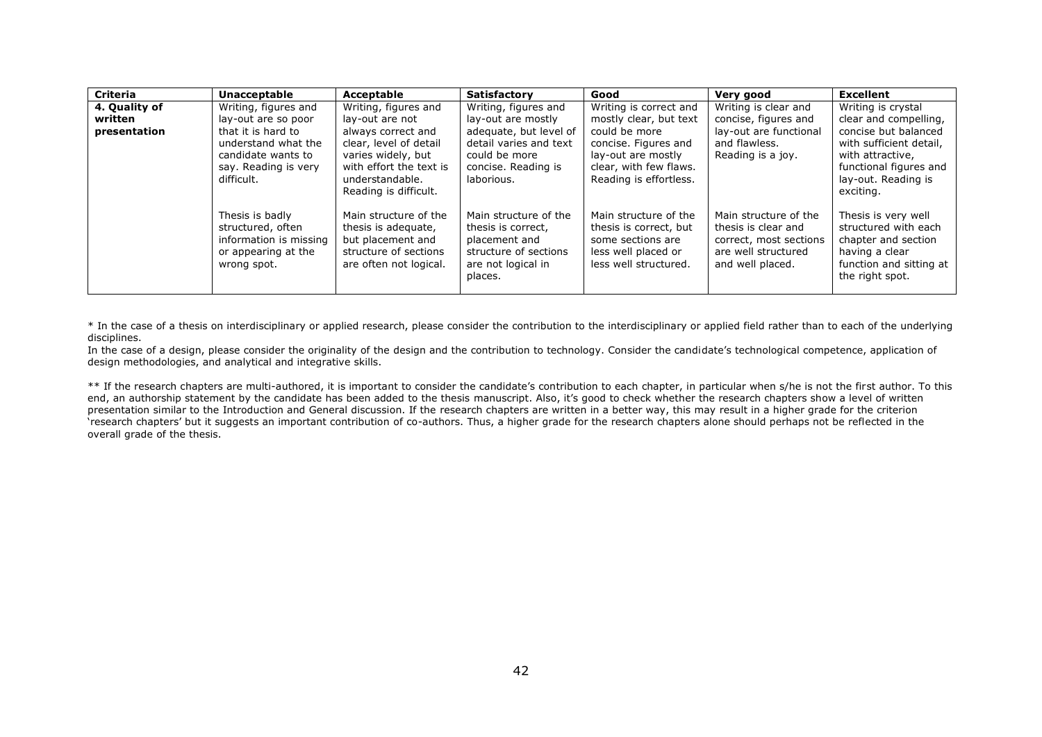| Criteria | Unacceptable | Acceptable | Satisfactory | Good | Very good | Excellent |
|---|---|---|---|---|---|---|
| **4. Quality of written presentation** | Writing, figures and lay-out are so poor that it is hard to understand what the candidate wants to say. Reading is very difficult. | Writing, figures and lay-out are not always correct and clear, level of detail varies widely, but with effort the text is understandable. Reading is difficult. | Writing, figures and lay-out are mostly adequate, but level of detail varies and text could be more concise. Reading is laborious. | Writing is correct and mostly clear, but text could be more concise. Figures and lay-out are mostly clear, with few flaws. Reading is effortless. | Writing is clear and concise, figures and lay-out are functional and flawless. Reading is a joy. | Writing is crystal clear and compelling, concise but balanced with sufficient detail, with attractive, functional figures and lay-out. Reading is exciting. |
| | Thesis is badly structured, often information is missing or appearing at the wrong spot. | Main structure of the thesis is adequate, but placement and structure of sections are often not logical. | Main structure of the thesis is correct, placement and structure of sections are not logical in places. | Main structure of the thesis is correct, but some sections are less well placed or less well structured. | Main structure of the thesis is clear and correct, most sections are well structured and well placed. | Thesis is very well structured with each chapter and section having a clear function and sitting at the right spot. |

* In the case of a thesis on interdisciplinary or applied research, please consider the contribution to the interdisciplinary or applied field rather than to each of the underlying disciplines.
In the case of a design, please consider the originality of the design and the contribution to technology. Consider the candidate's technological competence, application of design methodologies, and analytical and integrative skills.

** If the research chapters are multi-authored, it is important to consider the candidate's contribution to each chapter, in particular when s/he is not the first author. To this end, an authorship statement by the candidate has been added to the thesis manuscript. Also, it's good to check whether the research chapters show a level of written presentation similar to the Introduction and General discussion. If the research chapters are written in a better way, this may result in a higher grade for the criterion 'research chapters' but it suggests an important contribution of co-authors. Thus, a higher grade for the research chapters alone should perhaps not be reflected in the overall grade of the thesis.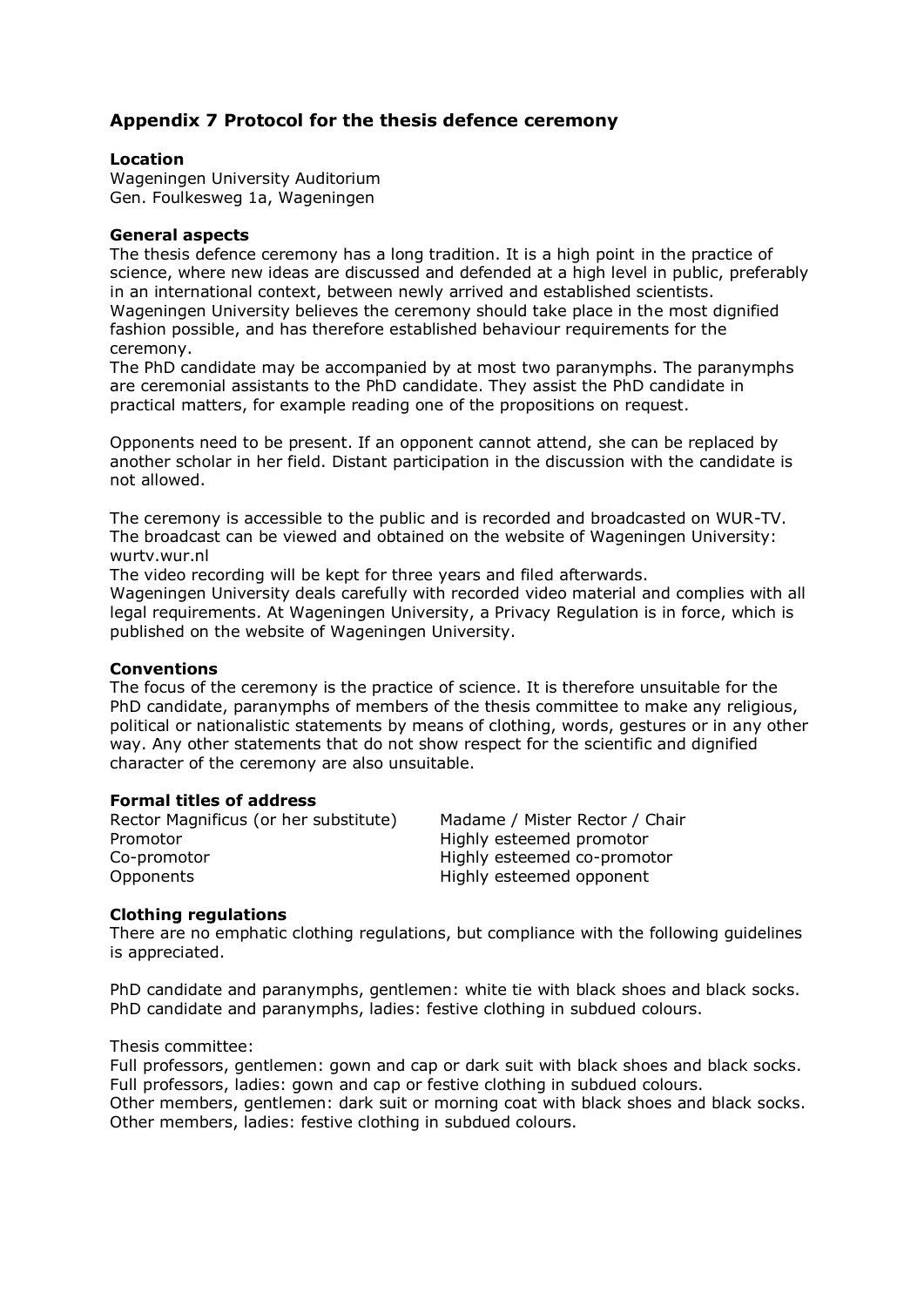## Appendix 7 Protocol for the thesis defence ceremony

**Location**
Wageningen University Auditorium
Gen. Foulkesweg 1a, Wageningen

**General aspects**
The thesis defence ceremony has a long tradition. It is a high point in the practice of science, where new ideas are discussed and defended at a high level in public, preferably in an international context, between newly arrived and established scientists. Wageningen University believes the ceremony should take place in the most dignified fashion possible, and has therefore established behaviour requirements for the ceremony.
The PhD candidate may be accompanied by at most two paranymphs. The paranymphs are ceremonial assistants to the PhD candidate. They assist the PhD candidate in practical matters, for example reading one of the propositions on request.

Opponents need to be present. If an opponent cannot attend, she can be replaced by another scholar in her field. Distant participation in the discussion with the candidate is not allowed.

The ceremony is accessible to the public and is recorded and broadcasted on WUR-TV. The broadcast can be viewed and obtained on the website of Wageningen University: wurtv.wur.nl
The video recording will be kept for three years and filed afterwards.
Wageningen University deals carefully with recorded video material and complies with all legal requirements. At Wageningen University, a Privacy Regulation is in force, which is published on the website of Wageningen University.

**Conventions**
The focus of the ceremony is the practice of science. It is therefore unsuitable for the PhD candidate, paranymphs of members of the thesis committee to make any religious, political or nationalistic statements by means of clothing, words, gestures or in any other way. Any other statements that do not show respect for the scientific and dignified character of the ceremony are also unsuitable.

**Formal titles of address**

| | |
|---|---|
| Rector Magnificus (or her substitute) | Madame / Mister Rector / Chair |
| Promotor | Highly esteemed promotor |
| Co-promotor | Highly esteemed co-promotor |
| Opponents | Highly esteemed opponent |

**Clothing regulations**
There are no emphatic clothing regulations, but compliance with the following guidelines is appreciated.

PhD candidate and paranymphs, gentlemen: white tie with black shoes and black socks.
PhD candidate and paranymphs, ladies: festive clothing in subdued colours.

Thesis committee:
Full professors, gentlemen: gown and cap or dark suit with black shoes and black socks.
Full professors, ladies: gown and cap or festive clothing in subdued colours.
Other members, gentlemen: dark suit or morning coat with black shoes and black socks.
Other members, ladies: festive clothing in subdued colours.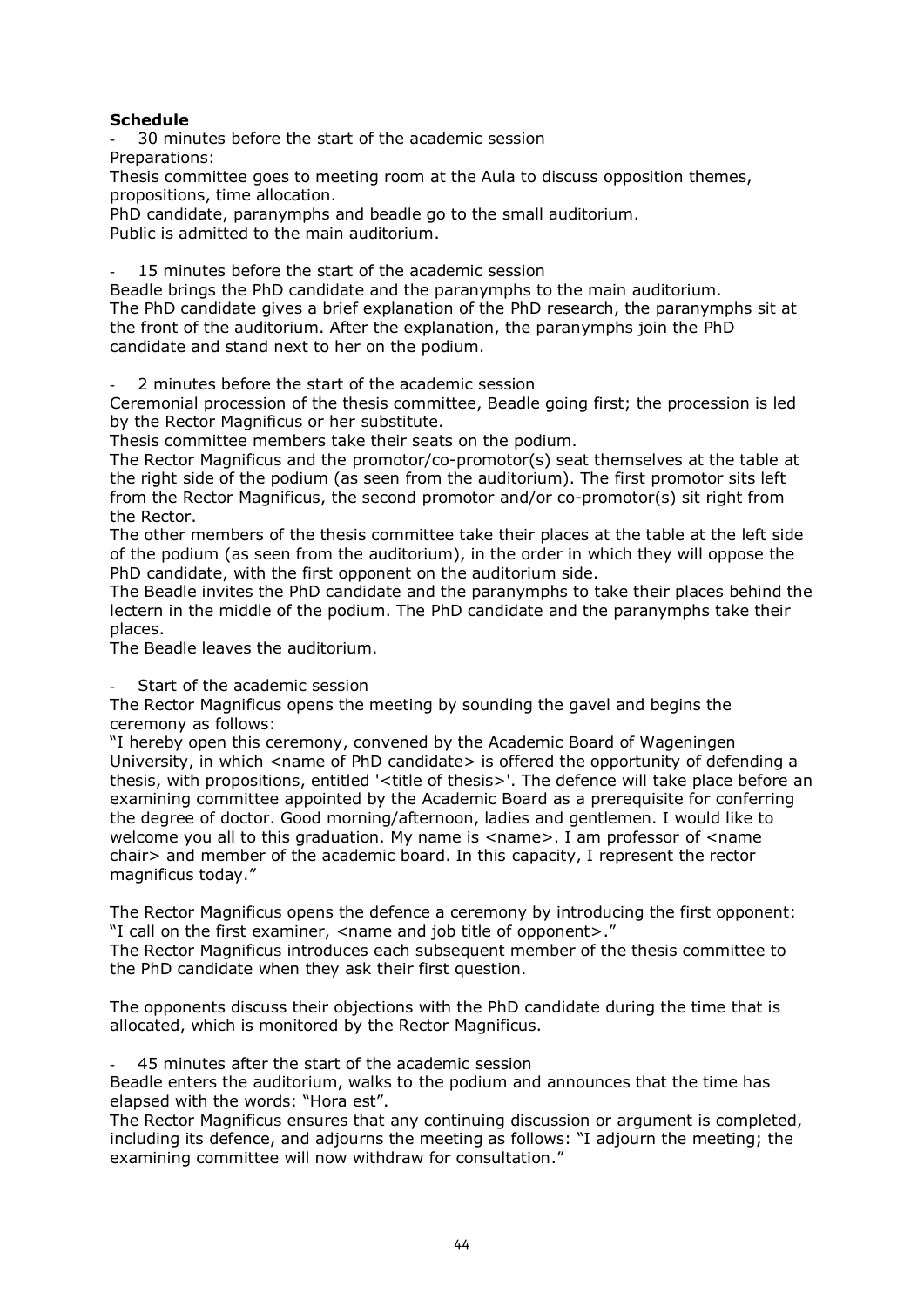**Schedule**

- 30 minutes before the start of the academic session

Preparations:
Thesis committee goes to meeting room at the Aula to discuss opposition themes, propositions, time allocation.
PhD candidate, paranymphs and beadle go to the small auditorium.
Public is admitted to the main auditorium.

- 15 minutes before the start of the academic session

Beadle brings the PhD candidate and the paranymphs to the main auditorium.
The PhD candidate gives a brief explanation of the PhD research, the paranymphs sit at the front of the auditorium. After the explanation, the paranymphs join the PhD candidate and stand next to her on the podium.

- 2 minutes before the start of the academic session

Ceremonial procession of the thesis committee, Beadle going first; the procession is led by the Rector Magnificus or her substitute.
Thesis committee members take their seats on the podium.
The Rector Magnificus and the promotor/co-promotor(s) seat themselves at the table at the right side of the podium (as seen from the auditorium). The first promotor sits left from the Rector Magnificus, the second promotor and/or co-promotor(s) sit right from the Rector.
The other members of the thesis committee take their places at the table at the left side of the podium (as seen from the auditorium), in the order in which they will oppose the PhD candidate, with the first opponent on the auditorium side.
The Beadle invites the PhD candidate and the paranymphs to take their places behind the lectern in the middle of the podium. The PhD candidate and the paranymphs take their places.
The Beadle leaves the auditorium.

- Start of the academic session

The Rector Magnificus opens the meeting by sounding the gavel and begins the ceremony as follows:
"I hereby open this ceremony, convened by the Academic Board of Wageningen University, in which <name of PhD candidate> is offered the opportunity of defending a thesis, with propositions, entitled '<title of thesis>'. The defence will take place before an examining committee appointed by the Academic Board as a prerequisite for conferring the degree of doctor. Good morning/afternoon, ladies and gentlemen. I would like to welcome you all to this graduation. My name is <name>. I am professor of <name chair> and member of the academic board. In this capacity, I represent the rector magnificus today."

The Rector Magnificus opens the defence a ceremony by introducing the first opponent: "I call on the first examiner, <name and job title of opponent>."
The Rector Magnificus introduces each subsequent member of the thesis committee to the PhD candidate when they ask their first question.

The opponents discuss their objections with the PhD candidate during the time that is allocated, which is monitored by the Rector Magnificus.

- 45 minutes after the start of the academic session

Beadle enters the auditorium, walks to the podium and announces that the time has elapsed with the words: "Hora est".
The Rector Magnificus ensures that any continuing discussion or argument is completed, including its defence, and adjourns the meeting as follows: "I adjourn the meeting; the examining committee will now withdraw for consultation."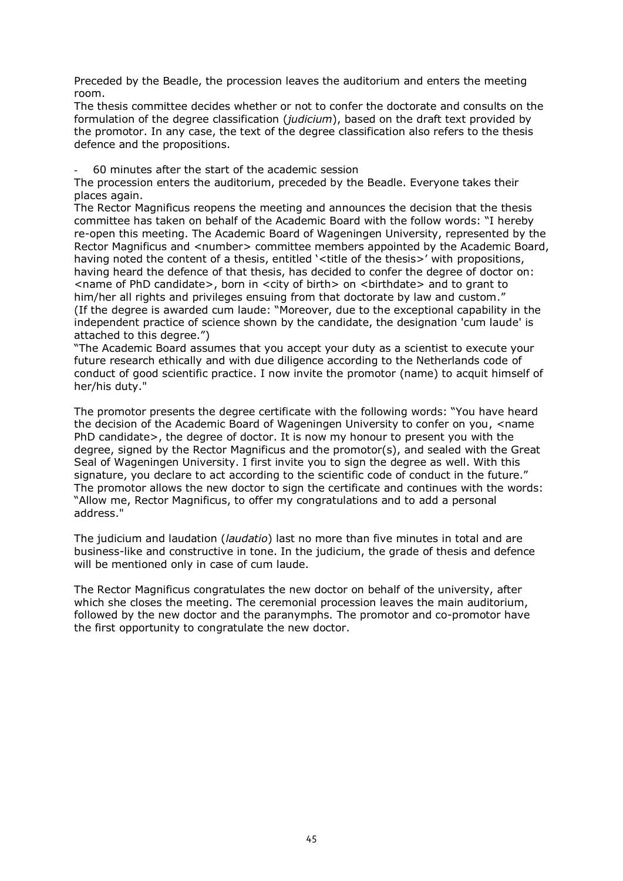Preceded by the Beadle, the procession leaves the auditorium and enters the meeting room.
The thesis committee decides whether or not to confer the doctorate and consults on the formulation of the degree classification (*judicium*), based on the draft text provided by the promotor. In any case, the text of the degree classification also refers to the thesis defence and the propositions.

- 60 minutes after the start of the academic session

The procession enters the auditorium, preceded by the Beadle. Everyone takes their places again.
The Rector Magnificus reopens the meeting and announces the decision that the thesis committee has taken on behalf of the Academic Board with the follow words: "I hereby re-open this meeting. The Academic Board of Wageningen University, represented by the Rector Magnificus and <number> committee members appointed by the Academic Board, having noted the content of a thesis, entitled '<title of the thesis>' with propositions, having heard the defence of that thesis, has decided to confer the degree of doctor on: <name of PhD candidate>, born in <city of birth> on <birthdate> and to grant to him/her all rights and privileges ensuing from that doctorate by law and custom."
(If the degree is awarded cum laude: "Moreover, due to the exceptional capability in the independent practice of science shown by the candidate, the designation 'cum laude' is attached to this degree.")
"The Academic Board assumes that you accept your duty as a scientist to execute your future research ethically and with due diligence according to the Netherlands code of conduct of good scientific practice. I now invite the promotor (name) to acquit himself of her/his duty."

The promotor presents the degree certificate with the following words: "You have heard the decision of the Academic Board of Wageningen University to confer on you, <name PhD candidate>, the degree of doctor. It is now my honour to present you with the degree, signed by the Rector Magnificus and the promotor(s), and sealed with the Great Seal of Wageningen University. I first invite you to sign the degree as well. With this signature, you declare to act according to the scientific code of conduct in the future."
The promotor allows the new doctor to sign the certificate and continues with the words: "Allow me, Rector Magnificus, to offer my congratulations and to add a personal address."

The judicium and laudation (*laudatio*) last no more than five minutes in total and are business-like and constructive in tone. In the judicium, the grade of thesis and defence will be mentioned only in case of cum laude.

The Rector Magnificus congratulates the new doctor on behalf of the university, after which she closes the meeting. The ceremonial procession leaves the main auditorium, followed by the new doctor and the paranymphs. The promotor and co-promotor have the first opportunity to congratulate the new doctor.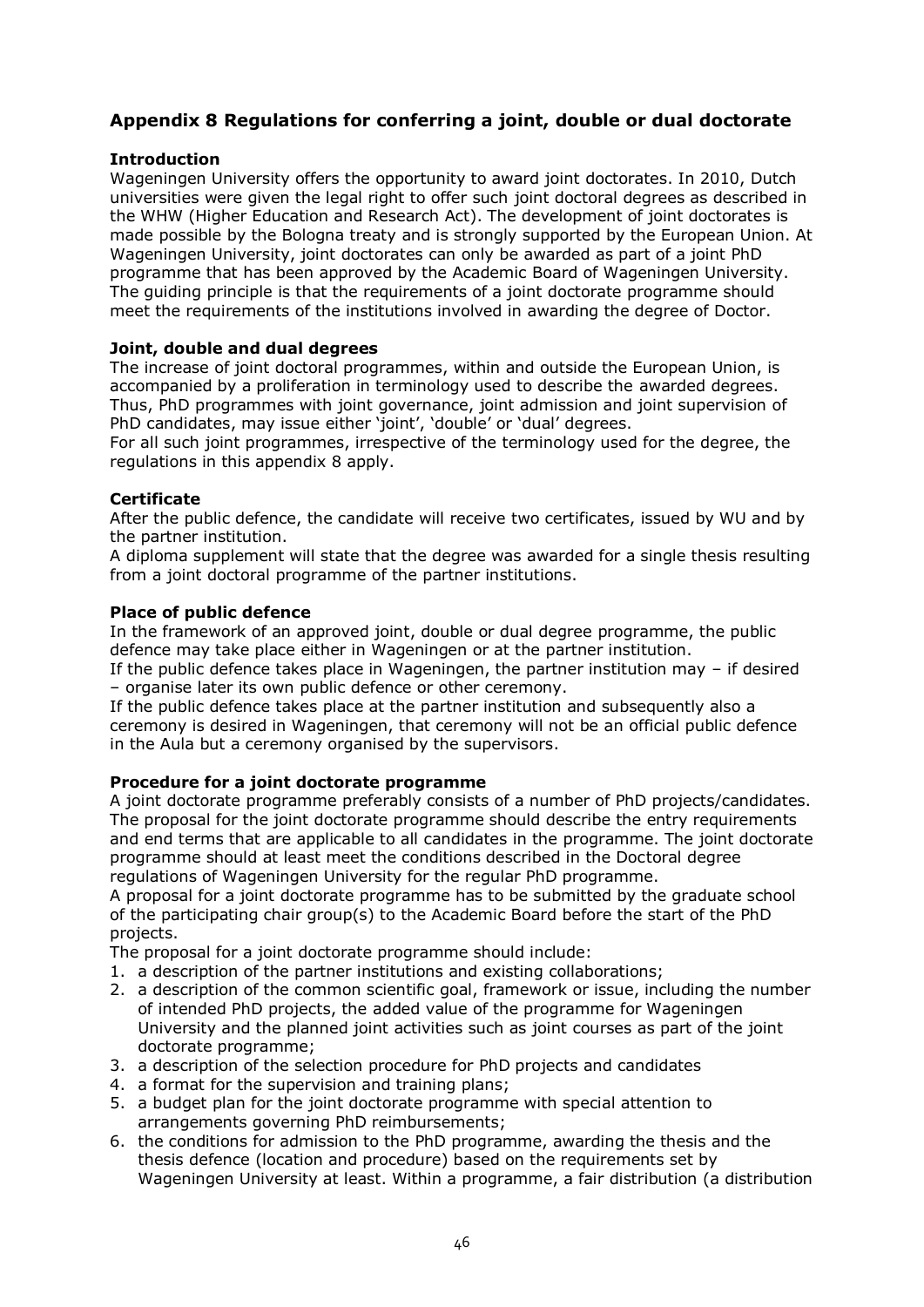## Appendix 8 Regulations for conferring a joint, double or dual doctorate

**Introduction**

Wageningen University offers the opportunity to award joint doctorates. In 2010, Dutch universities were given the legal right to offer such joint doctoral degrees as described in the WHW (Higher Education and Research Act). The development of joint doctorates is made possible by the Bologna treaty and is strongly supported by the European Union. At Wageningen University, joint doctorates can only be awarded as part of a joint PhD programme that has been approved by the Academic Board of Wageningen University. The guiding principle is that the requirements of a joint doctorate programme should meet the requirements of the institutions involved in awarding the degree of Doctor.

**Joint, double and dual degrees**

The increase of joint doctoral programmes, within and outside the European Union, is accompanied by a proliferation in terminology used to describe the awarded degrees. Thus, PhD programmes with joint governance, joint admission and joint supervision of PhD candidates, may issue either 'joint', 'double' or 'dual' degrees.
For all such joint programmes, irrespective of the terminology used for the degree, the regulations in this appendix 8 apply.

**Certificate**

After the public defence, the candidate will receive two certificates, issued by WU and by the partner institution.
A diploma supplement will state that the degree was awarded for a single thesis resulting from a joint doctoral programme of the partner institutions.

**Place of public defence**

In the framework of an approved joint, double or dual degree programme, the public defence may take place either in Wageningen or at the partner institution.
If the public defence takes place in Wageningen, the partner institution may – if desired – organise later its own public defence or other ceremony.
If the public defence takes place at the partner institution and subsequently also a ceremony is desired in Wageningen, that ceremony will not be an official public defence in the Aula but a ceremony organised by the supervisors.

**Procedure for a joint doctorate programme**

A joint doctorate programme preferably consists of a number of PhD projects/candidates. The proposal for the joint doctorate programme should describe the entry requirements and end terms that are applicable to all candidates in the programme. The joint doctorate programme should at least meet the conditions described in the Doctoral degree regulations of Wageningen University for the regular PhD programme.
A proposal for a joint doctorate programme has to be submitted by the graduate school of the participating chair group(s) to the Academic Board before the start of the PhD projects.
The proposal for a joint doctorate programme should include:

1. a description of the partner institutions and existing collaborations;
2. a description of the common scientific goal, framework or issue, including the number of intended PhD projects, the added value of the programme for Wageningen University and the planned joint activities such as joint courses as part of the joint doctorate programme;
3. a description of the selection procedure for PhD projects and candidates
4. a format for the supervision and training plans;
5. a budget plan for the joint doctorate programme with special attention to arrangements governing PhD reimbursements;
6. the conditions for admission to the PhD programme, awarding the thesis and the thesis defence (location and procedure) based on the requirements set by Wageningen University at least. Within a programme, a fair distribution (a distribution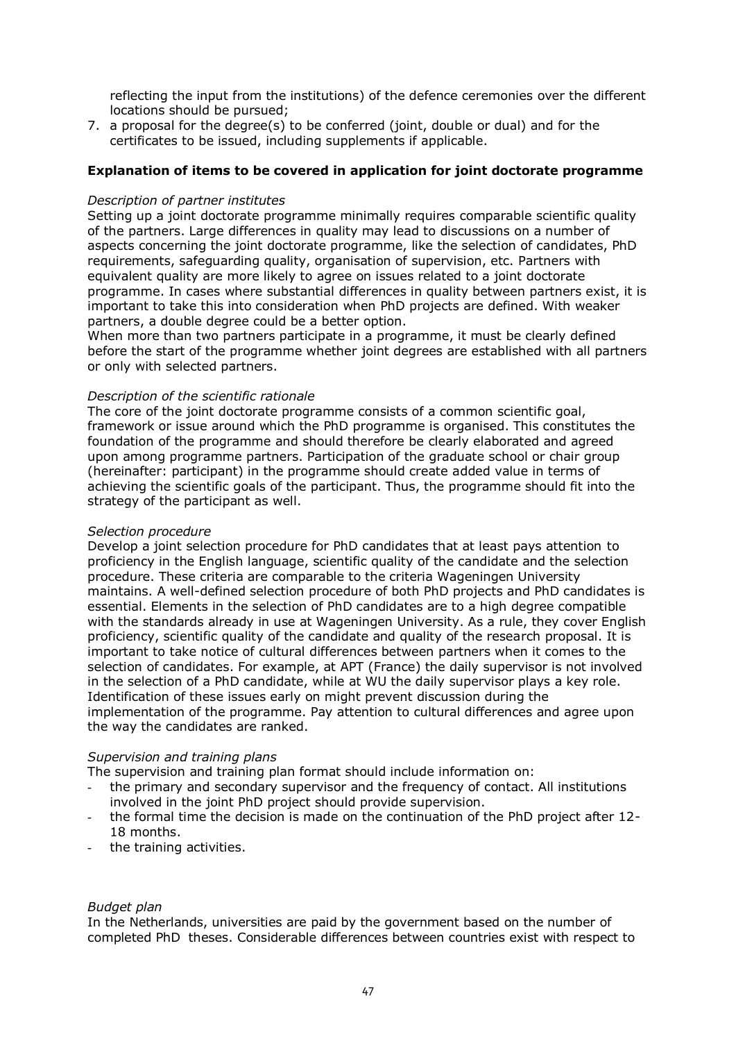reflecting the input from the institutions) of the defence ceremonies over the different locations should be pursued;

7. a proposal for the degree(s) to be conferred (joint, double or dual) and for the certificates to be issued, including supplements if applicable.

**Explanation of items to be covered in application for joint doctorate programme**

*Description of partner institutes*

Setting up a joint doctorate programme minimally requires comparable scientific quality of the partners. Large differences in quality may lead to discussions on a number of aspects concerning the joint doctorate programme, like the selection of candidates, PhD requirements, safeguarding quality, organisation of supervision, etc. Partners with equivalent quality are more likely to agree on issues related to a joint doctorate programme. In cases where substantial differences in quality between partners exist, it is important to take this into consideration when PhD projects are defined. With weaker partners, a double degree could be a better option.

When more than two partners participate in a programme, it must be clearly defined before the start of the programme whether joint degrees are established with all partners or only with selected partners.

*Description of the scientific rationale*

The core of the joint doctorate programme consists of a common scientific goal, framework or issue around which the PhD programme is organised. This constitutes the foundation of the programme and should therefore be clearly elaborated and agreed upon among programme partners. Participation of the graduate school or chair group (hereinafter: participant) in the programme should create added value in terms of achieving the scientific goals of the participant. Thus, the programme should fit into the strategy of the participant as well.

*Selection procedure*

Develop a joint selection procedure for PhD candidates that at least pays attention to proficiency in the English language, scientific quality of the candidate and the selection procedure. These criteria are comparable to the criteria Wageningen University maintains. A well-defined selection procedure of both PhD projects and PhD candidates is essential. Elements in the selection of PhD candidates are to a high degree compatible with the standards already in use at Wageningen University. As a rule, they cover English proficiency, scientific quality of the candidate and quality of the research proposal. It is important to take notice of cultural differences between partners when it comes to the selection of candidates. For example, at APT (France) the daily supervisor is not involved in the selection of a PhD candidate, while at WU the daily supervisor plays a key role. Identification of these issues early on might prevent discussion during the implementation of the programme. Pay attention to cultural differences and agree upon the way the candidates are ranked.

*Supervision and training plans*

The supervision and training plan format should include information on:

- the primary and secondary supervisor and the frequency of contact. All institutions involved in the joint PhD project should provide supervision.
- the formal time the decision is made on the continuation of the PhD project after 12-18 months.
- the training activities.

*Budget plan*

In the Netherlands, universities are paid by the government based on the number of completed PhD theses. Considerable differences between countries exist with respect to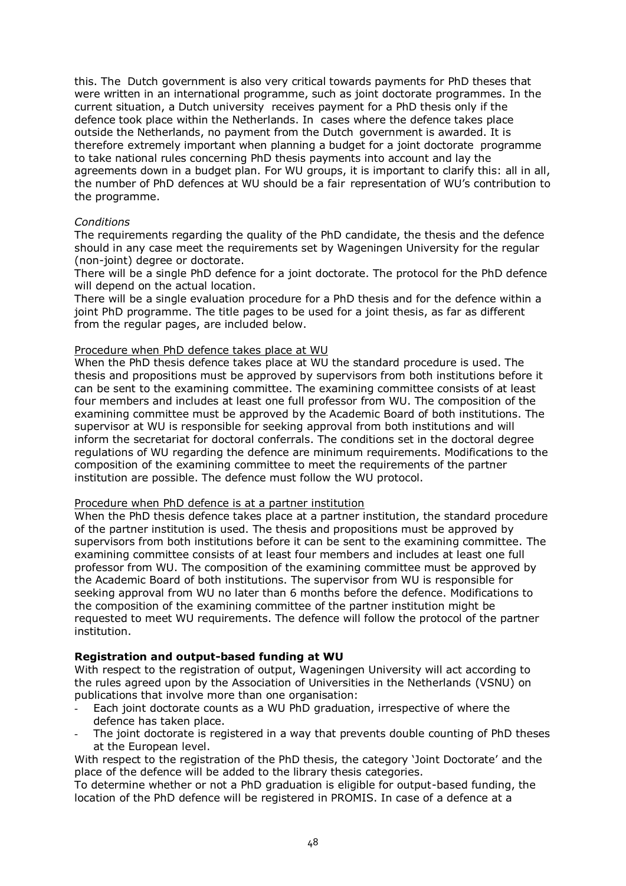this. The Dutch government is also very critical towards payments for PhD theses that were written in an international programme, such as joint doctorate programmes. In the current situation, a Dutch university receives payment for a PhD thesis only if the defence took place within the Netherlands. In cases where the defence takes place outside the Netherlands, no payment from the Dutch government is awarded. It is therefore extremely important when planning a budget for a joint doctorate programme to take national rules concerning PhD thesis payments into account and lay the agreements down in a budget plan. For WU groups, it is important to clarify this: all in all, the number of PhD defences at WU should be a fair representation of WU's contribution to the programme.

*Conditions*

The requirements regarding the quality of the PhD candidate, the thesis and the defence should in any case meet the requirements set by Wageningen University for the regular (non-joint) degree or doctorate.

There will be a single PhD defence for a joint doctorate. The protocol for the PhD defence will depend on the actual location.

There will be a single evaluation procedure for a PhD thesis and for the defence within a joint PhD programme. The title pages to be used for a joint thesis, as far as different from the regular pages, are included below.

<u>Procedure when PhD defence takes place at WU</u>

When the PhD thesis defence takes place at WU the standard procedure is used. The thesis and propositions must be approved by supervisors from both institutions before it can be sent to the examining committee. The examining committee consists of at least four members and includes at least one full professor from WU. The composition of the examining committee must be approved by the Academic Board of both institutions. The supervisor at WU is responsible for seeking approval from both institutions and will inform the secretariat for doctoral conferrals. The conditions set in the doctoral degree regulations of WU regarding the defence are minimum requirements. Modifications to the composition of the examining committee to meet the requirements of the partner institution are possible. The defence must follow the WU protocol.

<u>Procedure when PhD defence is at a partner institution</u>

When the PhD thesis defence takes place at a partner institution, the standard procedure of the partner institution is used. The thesis and propositions must be approved by supervisors from both institutions before it can be sent to the examining committee. The examining committee consists of at least four members and includes at least one full professor from WU. The composition of the examining committee must be approved by the Academic Board of both institutions. The supervisor from WU is responsible for seeking approval from WU no later than 6 months before the defence. Modifications to the composition of the examining committee of the partner institution might be requested to meet WU requirements. The defence will follow the protocol of the partner institution.

**Registration and output-based funding at WU**

With respect to the registration of output, Wageningen University will act according to the rules agreed upon by the Association of Universities in the Netherlands (VSNU) on publications that involve more than one organisation:

- Each joint doctorate counts as a WU PhD graduation, irrespective of where the defence has taken place.
- The joint doctorate is registered in a way that prevents double counting of PhD theses at the European level.

With respect to the registration of the PhD thesis, the category 'Joint Doctorate' and the place of the defence will be added to the library thesis categories.

To determine whether or not a PhD graduation is eligible for output-based funding, the location of the PhD defence will be registered in PROMIS. In case of a defence at a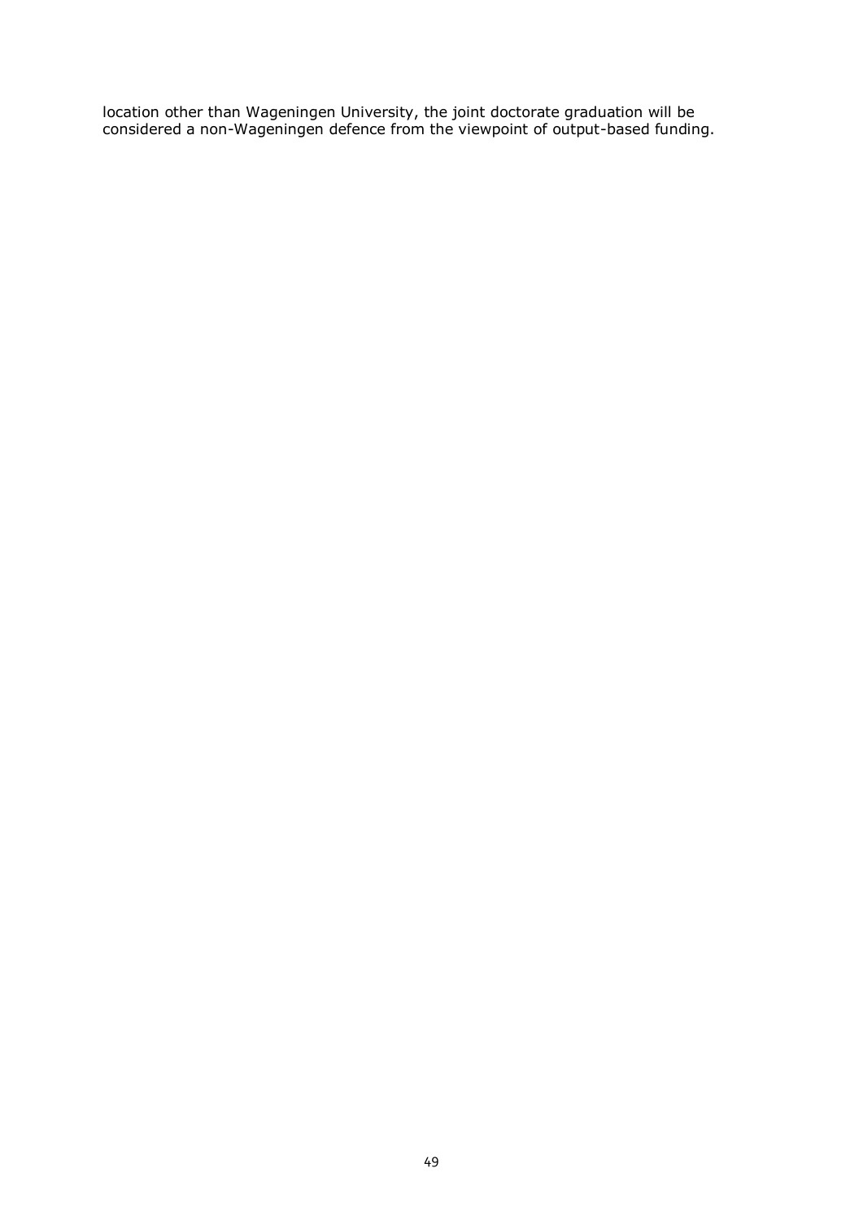location other than Wageningen University, the joint doctorate graduation will be considered a non-Wageningen defence from the viewpoint of output-based funding.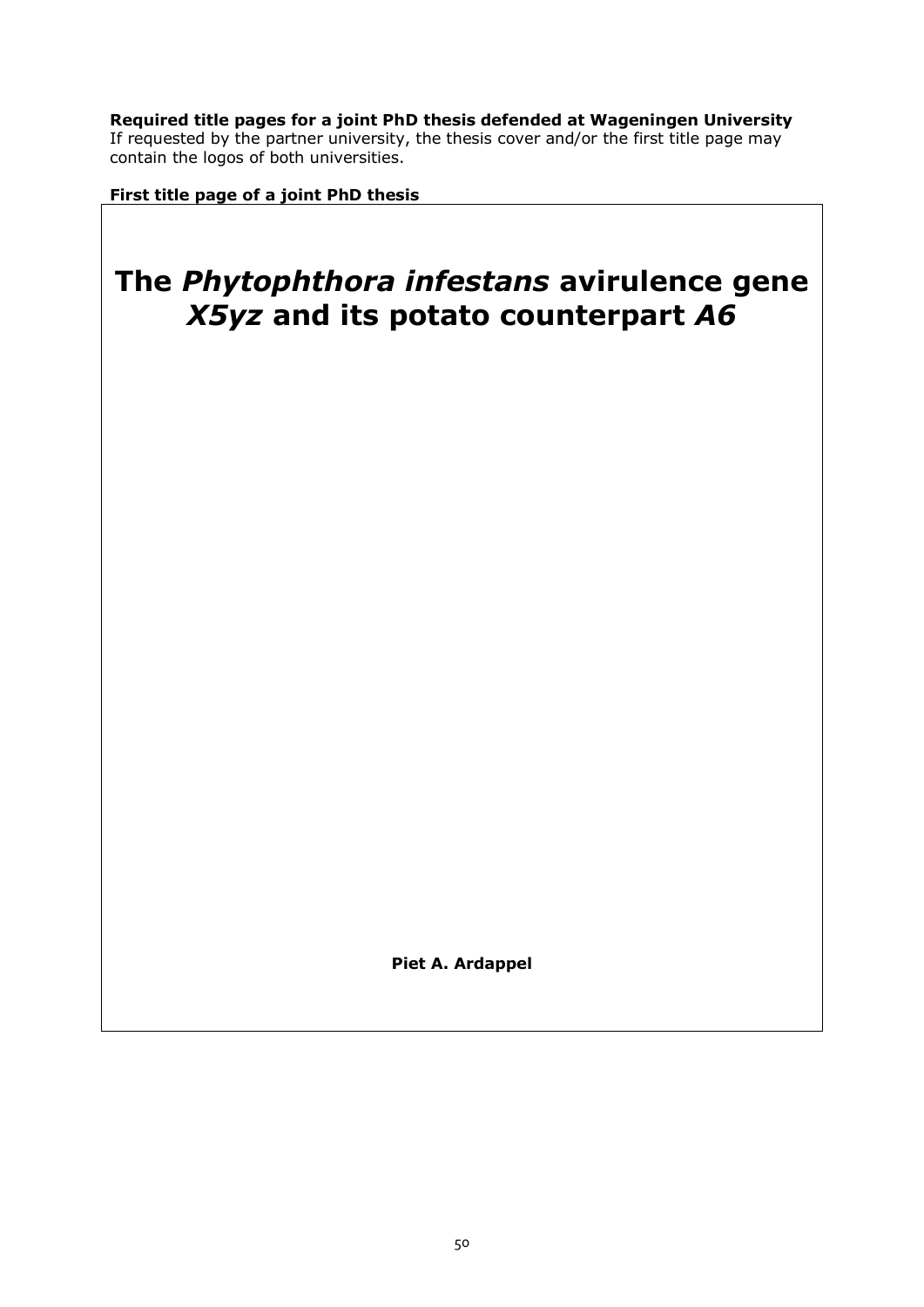**Required title pages for a joint PhD thesis defended at Wageningen University**
If requested by the partner university, the thesis cover and/or the first title page may contain the logos of both universities.

**First title page of a joint PhD thesis**

# The *Phytophthora infestans* avirulence gene *X5yz* and its potato counterpart *A6*

**Piet A. Ardappel**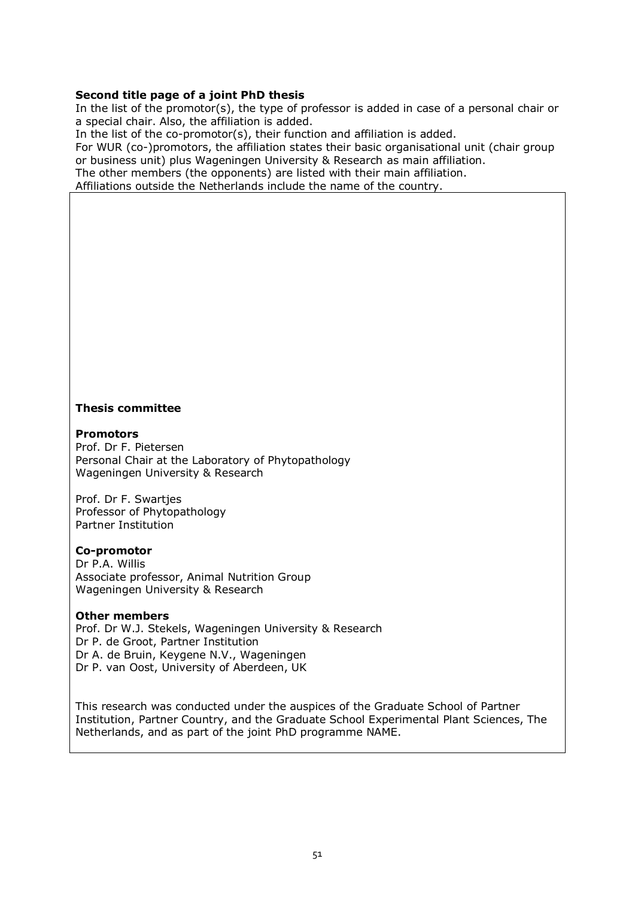**Second title page of a joint PhD thesis**

In the list of the promotor(s), the type of professor is added in case of a personal chair or a special chair. Also, the affiliation is added.
In the list of the co-promotor(s), their function and affiliation is added.
For WUR (co-)promotors, the affiliation states their basic organisational unit (chair group or business unit) plus Wageningen University & Research as main affiliation.
The other members (the opponents) are listed with their main affiliation.
Affiliations outside the Netherlands include the name of the country.

**Thesis committee**

**Promotors**
Prof. Dr F. Pietersen
Personal Chair at the Laboratory of Phytopathology
Wageningen University & Research

Prof. Dr F. Swartjes
Professor of Phytopathology
Partner Institution

**Co-promotor**
Dr P.A. Willis
Associate professor, Animal Nutrition Group
Wageningen University & Research

**Other members**
Prof. Dr W.J. Stekels, Wageningen University & Research
Dr P. de Groot, Partner Institution
Dr A. de Bruin, Keygene N.V., Wageningen
Dr P. van Oost, University of Aberdeen, UK

This research was conducted under the auspices of the Graduate School of Partner Institution, Partner Country, and the Graduate School Experimental Plant Sciences, The Netherlands, and as part of the joint PhD programme NAME.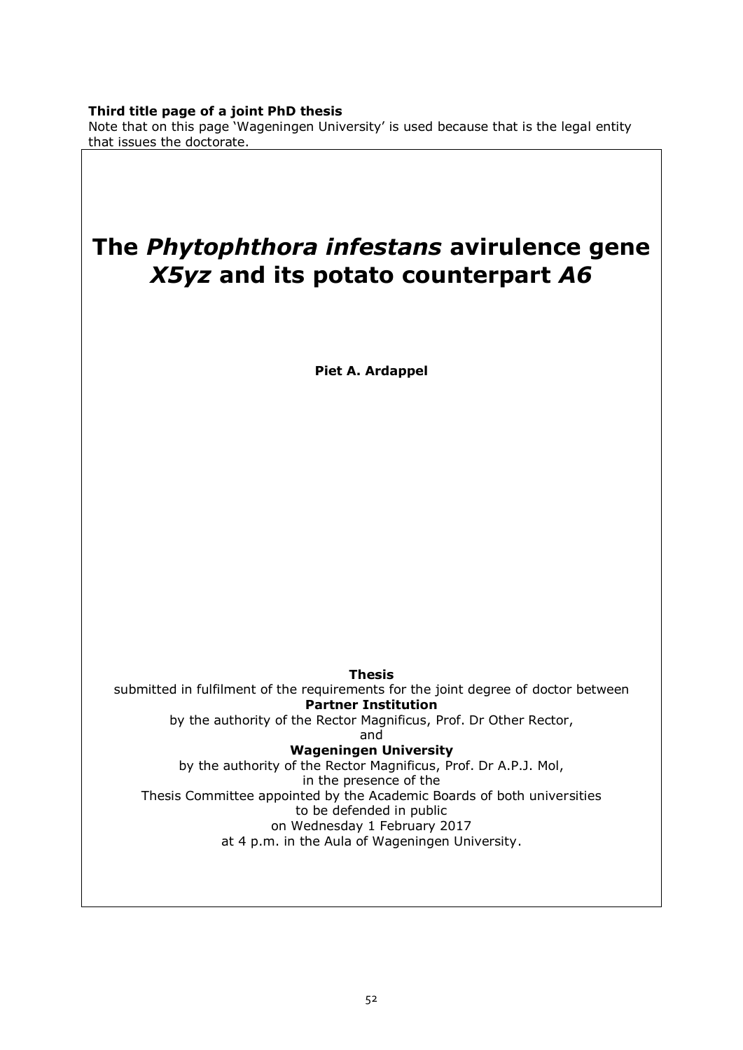**Third title page of a joint PhD thesis**

Note that on this page 'Wageningen University' is used because that is the legal entity that issues the doctorate.

# The *Phytophthora infestans* avirulence gene *X5yz* and its potato counterpart *A6*

**Piet A. Ardappel**

**Thesis**

submitted in fulfilment of the requirements for the joint degree of doctor between

**Partner Institution**

by the authority of the Rector Magnificus, Prof. Dr Other Rector,

and

**Wageningen University**

by the authority of the Rector Magnificus, Prof. Dr A.P.J. Mol,

in the presence of the

Thesis Committee appointed by the Academic Boards of both universities

to be defended in public

on Wednesday 1 February 2017

at 4 p.m. in the Aula of Wageningen University.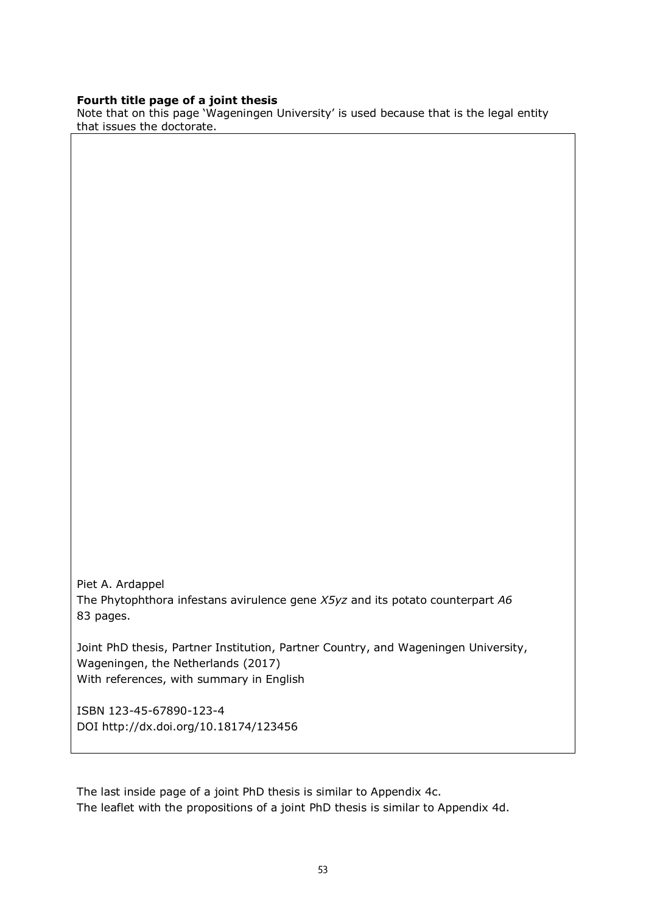**Fourth title page of a joint thesis**

Note that on this page 'Wageningen University' is used because that is the legal entity that issues the doctorate.

Piet A. Ardappel
The Phytophthora infestans avirulence gene *X5yz* and its potato counterpart *A6*
83 pages.

Joint PhD thesis, Partner Institution, Partner Country, and Wageningen University, Wageningen, the Netherlands (2017)
With references, with summary in English

ISBN 123-45-67890-123-4
DOI http://dx.doi.org/10.18174/123456

The last inside page of a joint PhD thesis is similar to Appendix 4c.
The leaflet with the propositions of a joint PhD thesis is similar to Appendix 4d.